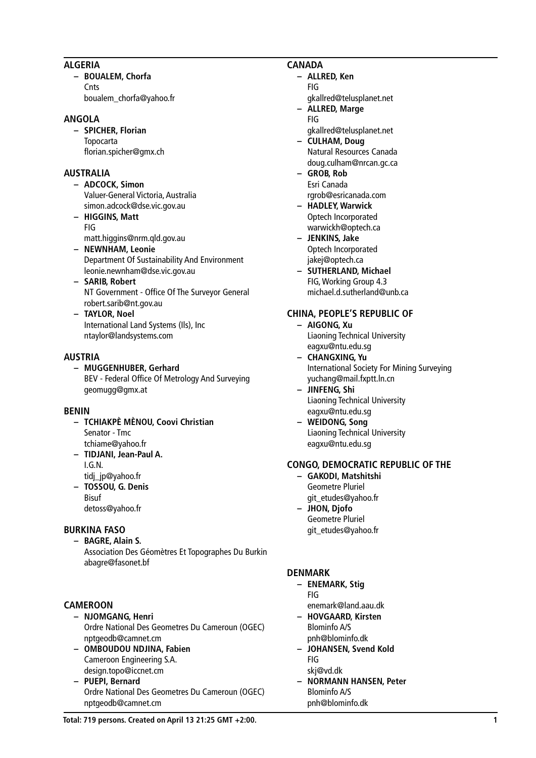## ALGERIA

- **BOUALEM, Chorfa**
  Cnts
  boualem_chorfa@yahoo.fr

## ANGOLA

- **SPICHER, Florian**
  Topocarta
  florian.spicher@gmx.ch

## AUSTRALIA

- **ADCOCK, Simon**
  Valuer-General Victoria, Australia
  simon.adcock@dse.vic.gov.au
- **HIGGINS, Matt**
  FIG
  matt.higgins@nrm.qld.gov.au
- **NEWNHAM, Leonie**
  Department Of Sustainability And Environment
  leonie.newnham@dse.vic.gov.au
- **SARIB, Robert**
  NT Government - Office Of The Surveyor General
  robert.sarib@nt.gov.au
- **TAYLOR, Noel**
  International Land Systems (Ils), Inc
  ntaylor@landsystems.com

## AUSTRIA

- **MUGGENHUBER, Gerhard**
  BEV - Federal Office Of Metrology And Surveying
  geomugg@gmx.at

## BENIN

- **TCHIAKPÈ MÈNOU, Coovi Christian**
  Senator - Tmc
  tchiame@yahoo.fr
- **TIDJANI, Jean-Paul A.**
  I.G.N.
  tidj_jp@yahoo.fr
- **TOSSOU, G. Denis**
  Bisuf
  detoss@yahoo.fr

## BURKINA FASO

- **BAGRE, Alain S.**
  Association Des Géomètres Et Topographes Du Burkin
  abagre@fasonet.bf

## CAMEROON

- **NJOMGANG, Henri**
  Ordre National Des Geometres Du Cameroun (OGEC)
  nptgeodb@camnet.cm
- **OMBOUDOU NDJINA, Fabien**
  Cameroon Engineering S.A.
  design.topo@iccnet.cm
- **PUEPI, Bernard**
  Ordre National Des Geometres Du Cameroun (OGEC)
  nptgeodb@camnet.cm

## CANADA

- **ALLRED, Ken**
  FIG
  gkallred@telusplanet.net
- **ALLRED, Marge**
  FIG
  gkallred@telusplanet.net
- **CULHAM, Doug**
  Natural Resources Canada
  doug.culham@nrcan.gc.ca
- **GROB, Rob**
  Esri Canada
  rgrob@esricanada.com
- **HADLEY, Warwick**
  Optech Incorporated
  warwickh@optech.ca
- **JENKINS, Jake**
  Optech Incorporated
  jakej@optech.ca
- **SUTHERLAND, Michael**
  FIG, Working Group 4.3
  michael.d.sutherland@unb.ca

## CHINA, PEOPLE'S REPUBLIC OF

- **AIGONG, Xu**
  Liaoning Technical University
  eagxu@ntu.edu.sg
- **CHANGXING, Yu**
  International Society For Mining Surveying
  yuchang@mail.fxptt.ln.cn
- **JINFENG, Shi**
  Liaoning Technical University
  eagxu@ntu.edu.sg
- **WEIDONG, Song**
  Liaoning Technical University
  eagxu@ntu.edu.sg

## CONGO, DEMOCRATIC REPUBLIC OF THE

- **GAKODI, Matshitshi**
  Geometre Pluriel
  git_etudes@yahoo.fr
- **JHON, Djofo**
  Geometre Pluriel
  git_etudes@yahoo.fr

## DENMARK

- **ENEMARK, Stig**
  FIG
  enemark@land.aau.dk
- **HOVGAARD, Kirsten**
  Blominfo A/S
  pnh@blominfo.dk
- **JOHANSEN, Svend Kold**
  FIG
  skj@vd.dk
- **NORMANN HANSEN, Peter**
  Blominfo A/S
  pnh@blominfo.dk

**Total: 719 persons. Created on April 13 21:25 GMT +2:00.**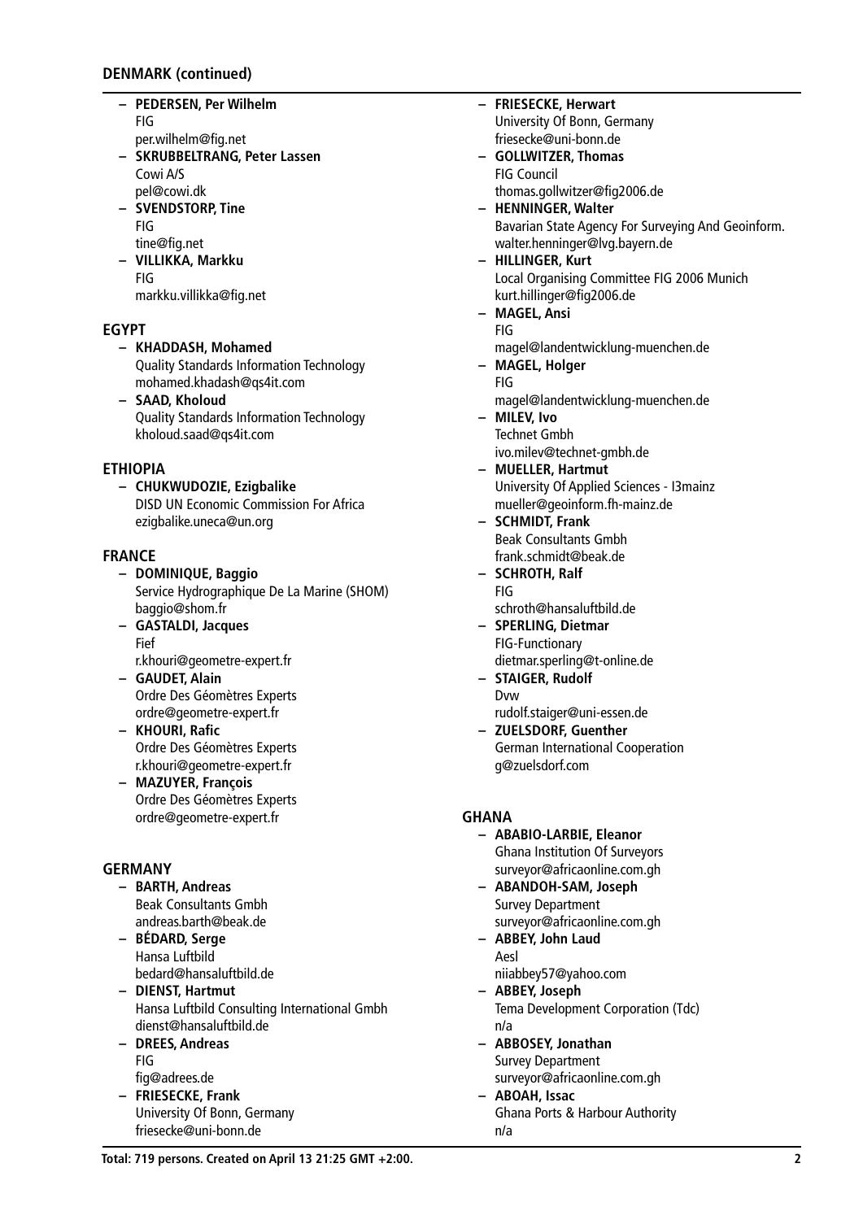## DENMARK (continued)

- **PEDERSEN, Per Wilhelm**
  FIG
  per.wilhelm@fig.net
- **SKRUBBELTRANG, Peter Lassen**
  Cowi A/S
  pel@cowi.dk
- **SVENDSTORP, Tine**
  FIG
  tine@fig.net
- **VILLIKKA, Markku**
  FIG
  markku.villikka@fig.net

## EGYPT

- **KHADDASH, Mohamed**
  Quality Standards Information Technology
  mohamed.khadash@qs4it.com
- **SAAD, Kholoud**
  Quality Standards Information Technology
  kholoud.saad@qs4it.com

## ETHIOPIA

- **CHUKWUDOZIE, Ezigbalike**
  DISD UN Economic Commission For Africa
  ezigbalike.uneca@un.org

## FRANCE

- **DOMINIQUE, Baggio**
  Service Hydrographique De La Marine (SHOM)
  baggio@shom.fr
- **GASTALDI, Jacques**
  Fief
  r.khouri@geometre-expert.fr
- **GAUDET, Alain**
  Ordre Des Géomètres Experts
  ordre@geometre-expert.fr
- **KHOURI, Rafic**
  Ordre Des Géomètres Experts
  r.khouri@geometre-expert.fr
- **MAZUYER, François**
  Ordre Des Géomètres Experts
  ordre@geometre-expert.fr

## GERMANY

- **BARTH, Andreas**
  Beak Consultants Gmbh
  andreas.barth@beak.de
- **BÉDARD, Serge**
  Hansa Luftbild
  bedard@hansaluftbild.de
- **DIENST, Hartmut**
  Hansa Luftbild Consulting International Gmbh
  dienst@hansaluftbild.de
- **DREES, Andreas**
  FIG
  fig@adrees.de
- **FRIESECKE, Frank**
  University Of Bonn, Germany
  friesecke@uni-bonn.de
- **FRIESECKE, Herwart**
  University Of Bonn, Germany
  friesecke@uni-bonn.de
- **GOLLWITZER, Thomas**
  FIG Council
  thomas.gollwitzer@fig2006.de
- **HENNINGER, Walter**
  Bavarian State Agency For Surveying And Geoinform.
  walter.henninger@lvg.bayern.de
- **HILLINGER, Kurt**
  Local Organising Committee FIG 2006 Munich
  kurt.hillinger@fig2006.de
- **MAGEL, Ansi**
  FIG
  magel@landentwicklung-muenchen.de
- **MAGEL, Holger**
  FIG
  magel@landentwicklung-muenchen.de
- **MILEV, Ivo**
  Technet Gmbh
  ivo.milev@technet-gmbh.de
- **MUELLER, Hartmut**
  University Of Applied Sciences - I3mainz
  mueller@geoinform.fh-mainz.de
- **SCHMIDT, Frank**
  Beak Consultants Gmbh
  frank.schmidt@beak.de
- **SCHROTH, Ralf**
  FIG
  schroth@hansaluftbild.de
- **SPERLING, Dietmar**
  FIG-Functionary
  dietmar.sperling@t-online.de
- **STAIGER, Rudolf**
  Dvw
  rudolf.staiger@uni-essen.de
- **ZUELSDORF, Guenther**
  German International Cooperation
  g@zuelsdorf.com

## GHANA

- **ABABIO-LARBIE, Eleanor**
  Ghana Institution Of Surveyors
  surveyor@africaonline.com.gh
- **ABANDOH-SAM, Joseph**
  Survey Department
  surveyor@africaonline.com.gh
- **ABBEY, John Laud**
  Aesl
  niiabbey57@yahoo.com
- **ABBEY, Joseph**
  Tema Development Corporation (Tdc)
  n/a
- **ABBOSEY, Jonathan**
  Survey Department
  surveyor@africaonline.com.gh
- **ABOAH, Issac**
  Ghana Ports & Harbour Authority
  n/a

Total: 719 persons. Created on April 13 21:25 GMT +2:00.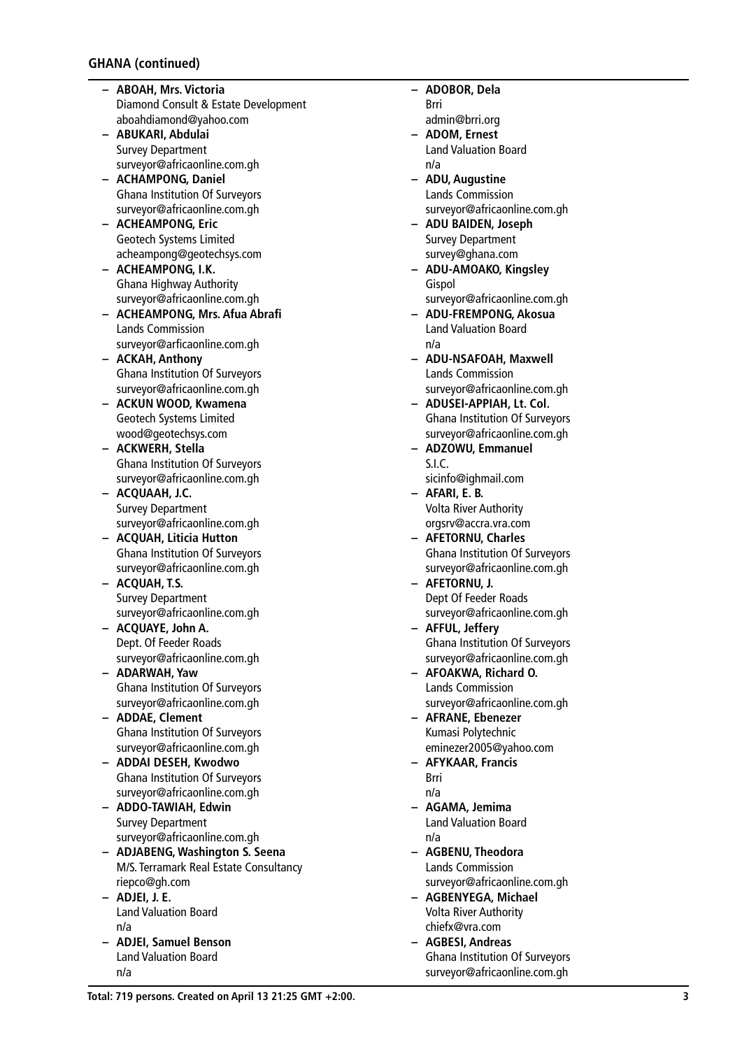## GHANA (continued)

- **ABOAH, Mrs. Victoria**
  Diamond Consult & Estate Development
  aboahdiamond@yahoo.com
- **ABUKARI, Abdulai**
  Survey Department
  surveyor@africaonline.com.gh
- **ACHAMPONG, Daniel**
  Ghana Institution Of Surveyors
  surveyor@africaonline.com.gh
- **ACHEAMPONG, Eric**
  Geotech Systems Limited
  acheampong@geotechsys.com
- **ACHEAMPONG, I.K.**
  Ghana Highway Authority
  surveyor@africaonline.com.gh
- **ACHEAMPONG, Mrs. Afua Abrafi**
  Lands Commission
  surveyor@arficaonline.com.gh
- **ACKAH, Anthony**
  Ghana Institution Of Surveyors
  surveyor@africaonline.com.gh
- **ACKUN WOOD, Kwamena**
  Geotech Systems Limited
  wood@geotechsys.com
- **ACKWERH, Stella**
  Ghana Institution Of Surveyors
  surveyor@africaonline.com.gh
- **ACQUAAH, J.C.**
  Survey Department
  surveyor@africaonline.com.gh
- **ACQUAH, Liticia Hutton**
  Ghana Institution Of Surveyors
  surveyor@africaonline.com.gh
- **ACQUAH, T.S.**
  Survey Department
  surveyor@africaonline.com.gh
- **ACQUAYE, John A.**
  Dept. Of Feeder Roads
  surveyor@africaonline.com.gh
- **ADARWAH, Yaw**
  Ghana Institution Of Surveyors
  surveyor@africaonline.com.gh
- **ADDAE, Clement**
  Ghana Institution Of Surveyors
  surveyor@africaonline.com.gh
- **ADDAI DESEH, Kwodwo**
  Ghana Institution Of Surveyors
  surveyor@africaonline.com.gh
- **ADDO-TAWIAH, Edwin**
  Survey Department
  surveyor@africaonline.com.gh
- **ADJABENG, Washington S. Seena**
  M/S. Terramark Real Estate Consultancy
  riepco@gh.com
- **ADJEI, J. E.**
  Land Valuation Board
  n/a
- **ADJEI, Samuel Benson**
  Land Valuation Board
  n/a
- **ADOBOR, Dela**
  Brri
  admin@brri.org
- **ADOM, Ernest**
  Land Valuation Board
  n/a
- **ADU, Augustine**
  Lands Commission
  surveyor@africaonline.com.gh
- **ADU BAIDEN, Joseph**
  Survey Department
  survey@ghana.com
- **ADU-AMOAKO, Kingsley**
  Gispol
  surveyor@africaonline.com.gh
- **ADU-FREMPONG, Akosua**
  Land Valuation Board
  n/a
- **ADU-NSAFOAH, Maxwell**
  Lands Commission
  surveyor@africaonline.com.gh
- **ADUSEI-APPIAH, Lt. Col.**
  Ghana Institution Of Surveyors
  surveyor@africaonline.com.gh
- **ADZOWU, Emmanuel**
  S.I.C.
  sicinfo@ighmail.com
- **AFARI, E. B.**
  Volta River Authority
  orgsrv@accra.vra.com
- **AFETORNU, Charles**
  Ghana Institution Of Surveyors
  surveyor@africaonline.com.gh
- **AFETORNU, J.**
  Dept Of Feeder Roads
  surveyor@africaonline.com.gh
- **AFFUL, Jeffery**
  Ghana Institution Of Surveyors
  surveyor@africaonline.com.gh
- **AFOAKWA, Richard O.**
  Lands Commission
  surveyor@africaonline.com.gh
- **AFRANE, Ebenezer**
  Kumasi Polytechnic
  eminezer2005@yahoo.com
- **AFYKAAR, Francis**
  Brri
  n/a
- **AGAMA, Jemima**
  Land Valuation Board
  n/a
- **AGBENU, Theodora**
  Lands Commission
  surveyor@africaonline.com.gh
- **AGBENYEGA, Michael**
  Volta River Authority
  chiefx@vra.com
- **AGBESI, Andreas**
  Ghana Institution Of Surveyors
  surveyor@africaonline.com.gh

Total: 719 persons. Created on April 13 21:25 GMT +2:00.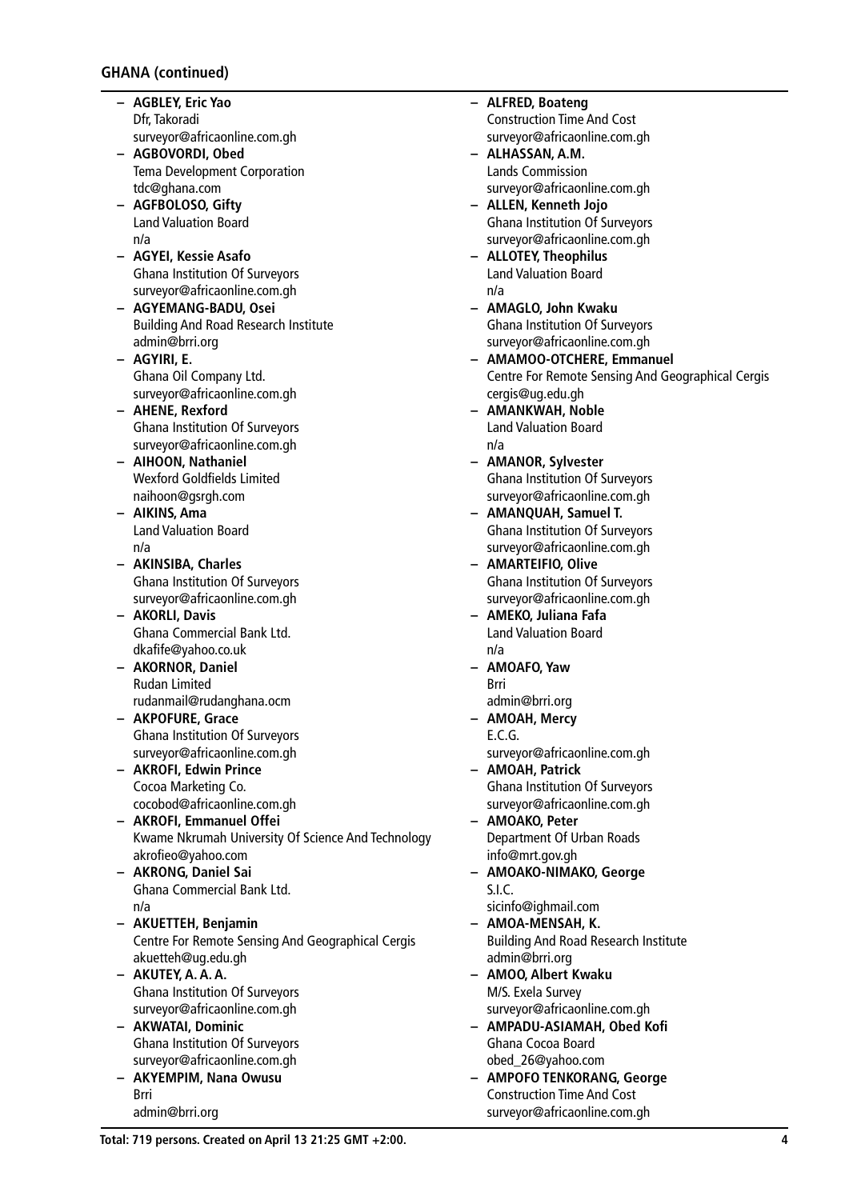## GHANA (continued)

- **AGBLEY, Eric Yao**
  Dfr, Takoradi
  surveyor@africaonline.com.gh
- **AGBOVORDI, Obed**
  Tema Development Corporation
  tdc@ghana.com
- **AGFBOLOSO, Gifty**
  Land Valuation Board
  n/a
- **AGYEI, Kessie Asafo**
  Ghana Institution Of Surveyors
  surveyor@africaonline.com.gh
- **AGYEMANG-BADU, Osei**
  Building And Road Research Institute
  admin@brri.org
- **AGYIRI, E.**
  Ghana Oil Company Ltd.
  surveyor@africaonline.com.gh
- **AHENE, Rexford**
  Ghana Institution Of Surveyors
  surveyor@africaonline.com.gh
- **AIHOON, Nathaniel**
  Wexford Goldfields Limited
  naihoon@gsrgh.com
- **AIKINS, Ama**
  Land Valuation Board
  n/a
- **AKINSIBA, Charles**
  Ghana Institution Of Surveyors
  surveyor@africaonline.com.gh
- **AKORLI, Davis**
  Ghana Commercial Bank Ltd.
  dkafife@yahoo.co.uk
- **AKORNOR, Daniel**
  Rudan Limited
  rudanmail@rudanghana.ocm
- **AKPOFURE, Grace**
  Ghana Institution Of Surveyors
  surveyor@africaonline.com.gh
- **AKROFI, Edwin Prince**
  Cocoa Marketing Co.
  cocobod@africaonline.com.gh
- **AKROFI, Emmanuel Offei**
  Kwame Nkrumah University Of Science And Technology
  akrofieo@yahoo.com
- **AKRONG, Daniel Sai**
  Ghana Commercial Bank Ltd.
  n/a
- **AKUETTEH, Benjamin**
  Centre For Remote Sensing And Geographical Cergis
  akuetteh@ug.edu.gh
- **AKUTEY, A. A. A.**
  Ghana Institution Of Surveyors
  surveyor@africaonline.com.gh
- **AKWATAI, Dominic**
  Ghana Institution Of Surveyors
  surveyor@africaonline.com.gh
- **AKYEMPIM, Nana Owusu**
  Brri
  admin@brri.org
- **ALFRED, Boateng**
  Construction Time And Cost
  surveyor@africaonline.com.gh
- **ALHASSAN, A.M.**
  Lands Commission
  surveyor@africaonline.com.gh
- **ALLEN, Kenneth Jojo**
  Ghana Institution Of Surveyors
  surveyor@africaonline.com.gh
- **ALLOTEY, Theophilus**
  Land Valuation Board
  n/a
- **AMAGLO, John Kwaku**
  Ghana Institution Of Surveyors
  surveyor@africaonline.com.gh
- **AMAMOO-OTCHERE, Emmanuel**
  Centre For Remote Sensing And Geographical Cergis
  cergis@ug.edu.gh
- **AMANKWAH, Noble**
  Land Valuation Board
  n/a
- **AMANOR, Sylvester**
  Ghana Institution Of Surveyors
  surveyor@africaonline.com.gh
- **AMANQUAH, Samuel T.**
  Ghana Institution Of Surveyors
  surveyor@africaonline.com.gh
- **AMARTEIFIO, Olive**
  Ghana Institution Of Surveyors
  surveyor@africaonline.com.gh
- **AMEKO, Juliana Fafa**
  Land Valuation Board
  n/a
- **AMOAFO, Yaw**
  Brri
  admin@brri.org
- **AMOAH, Mercy**
  E.C.G.
  surveyor@africaonline.com.gh
- **AMOAH, Patrick**
  Ghana Institution Of Surveyors
  surveyor@africaonline.com.gh
- **AMOAKO, Peter**
  Department Of Urban Roads
  info@mrt.gov.gh
- **AMOAKO-NIMAKO, George**
  S.I.C.
  sicinfo@ighmail.com
- **AMOA-MENSAH, K.**
  Building And Road Research Institute
  admin@brri.org
- **AMOO, Albert Kwaku**
  M/S. Exela Survey
  surveyor@africaonline.com.gh
- **AMPADU-ASIAMAH, Obed Kofi**
  Ghana Cocoa Board
  obed_26@yahoo.com
- **AMPOFO TENKORANG, George**
  Construction Time And Cost
  surveyor@africaonline.com.gh

Total: 719 persons. Created on April 13 21:25 GMT +2:00.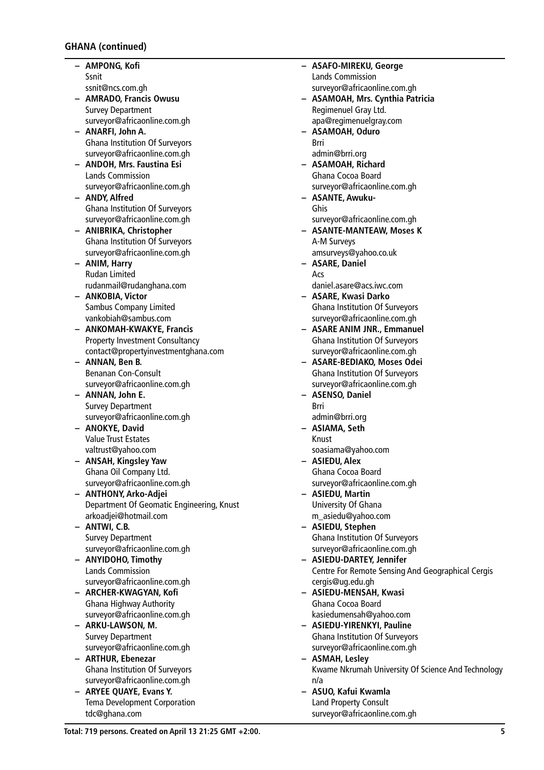## GHANA (continued)

- **AMPONG, Kofi**
  Ssnit
  ssnit@ncs.com.gh
- **AMRADO, Francis Owusu**
  Survey Department
  surveyor@africaonline.com.gh
- **ANARFI, John A.**
  Ghana Institution Of Surveyors
  surveyor@africaonline.com.gh
- **ANDOH, Mrs. Faustina Esi**
  Lands Commission
  surveyor@africaonline.com.gh
- **ANDY, Alfred**
  Ghana Institution Of Surveyors
  surveyor@africaonline.com.gh
- **ANIBRIKA, Christopher**
  Ghana Institution Of Surveyors
  surveyor@africaonline.com.gh
- **ANIM, Harry**
  Rudan Limited
  rudanmail@rudanghana.com
- **ANKOBIA, Victor**
  Sambus Company Limited
  vankobiah@sambus.com
- **ANKOMAH-KWAKYE, Francis**
  Property Investment Consultancy
  contact@propertyinvestmentghana.com
- **ANNAN, Ben B.**
  Benanan Con-Consult
  surveyor@africaonline.com.gh
- **ANNAN, John E.**
  Survey Department
  surveyor@africaonline.com.gh
- **ANOKYE, David**
  Value Trust Estates
  valtrust@yahoo.com
- **ANSAH, Kingsley Yaw**
  Ghana Oil Company Ltd.
  surveyor@africaonline.com.gh
- **ANTHONY, Arko-Adjei**
  Department Of Geomatic Engineering, Knust
  arkoadjei@hotmail.com
- **ANTWI, C.B.**
  Survey Department
  surveyor@africaonline.com.gh
- **ANYIDOHO, Timothy**
  Lands Commission
  surveyor@africaonline.com.gh
- **ARCHER-KWAGYAN, Kofi**
  Ghana Highway Authority
  surveyor@africaonline.com.gh
- **ARKU-LAWSON, M.**
  Survey Department
  surveyor@africaonline.com.gh
- **ARTHUR, Ebenezar**
  Ghana Institution Of Surveyors
  surveyor@africaonline.com.gh
- **ARYEE QUAYE, Evans Y.**
  Tema Development Corporation
  tdc@ghana.com
- **ASAFO-MIREKU, George**
  Lands Commission
  surveyor@africaonline.com.gh
- **ASAMOAH, Mrs. Cynthia Patricia**
  Regimenuel Gray Ltd.
  apa@regimenuelgray.com
- **ASAMOAH, Oduro**
  Brri
  admin@brri.org
- **ASAMOAH, Richard**
  Ghana Cocoa Board
  surveyor@africaonline.com.gh
- **ASANTE, Awuku-**
  Ghis
  surveyor@africaonline.com.gh
- **ASANTE-MANTEAW, Moses K**
  A-M Surveys
  amsurveys@yahoo.co.uk
- **ASARE, Daniel**
  Acs
  daniel.asare@acs.iwc.com
- **ASARE, Kwasi Darko**
  Ghana Institution Of Surveyors
  surveyor@africaonline.com.gh
- **ASARE ANIM JNR., Emmanuel**
  Ghana Institution Of Surveyors
  surveyor@africaonline.com.gh
- **ASARE-BEDIAKO, Moses Odei**
  Ghana Institution Of Surveyors
  surveyor@africaonline.com.gh
- **ASENSO, Daniel**
  Brri
  admin@brri.org
- **ASIAMA, Seth**
  Knust
  soasiama@yahoo.com
- **ASIEDU, Alex**
  Ghana Cocoa Board
  surveyor@africaonline.com.gh
- **ASIEDU, Martin**
  University Of Ghana
  m_asiedu@yahoo.com
- **ASIEDU, Stephen**
  Ghana Institution Of Surveyors
  surveyor@africaonline.com.gh
- **ASIEDU-DARTEY, Jennifer**
  Centre For Remote Sensing And Geographical Cergis
  cergis@ug.edu.gh
- **ASIEDU-MENSAH, Kwasi**
  Ghana Cocoa Board
  kasiedumensah@yahoo.com
- **ASIEDU-YIRENKYI, Pauline**
  Ghana Institution Of Surveyors
  surveyor@africaonline.com.gh
- **ASMAH, Lesley**
  Kwame Nkrumah University Of Science And Technology
  n/a
- **ASUO, Kafui Kwamla**
  Land Property Consult
  surveyor@africaonline.com.gh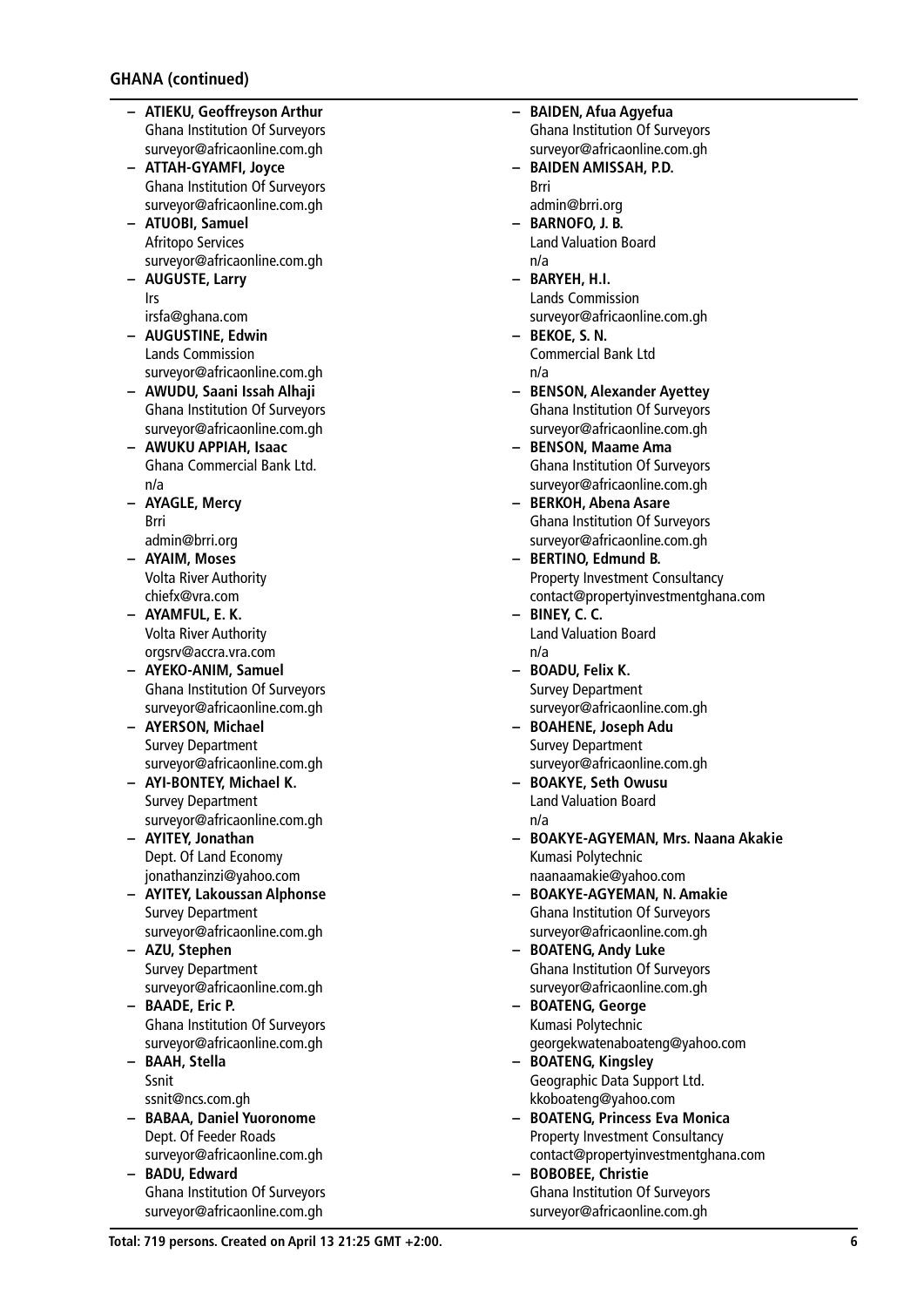## GHANA (continued)

- **ATIEKU, Geoffreyson Arthur**
  Ghana Institution Of Surveyors
  surveyor@africaonline.com.gh
- **ATTAH-GYAMFI, Joyce**
  Ghana Institution Of Surveyors
  surveyor@africaonline.com.gh
- **ATUOBI, Samuel**
  Afritopo Services
  surveyor@africaonline.com.gh
- **AUGUSTE, Larry**
  Irs
  irsfa@ghana.com
- **AUGUSTINE, Edwin**
  Lands Commission
  surveyor@africaonline.com.gh
- **AWUDU, Saani Issah Alhaji**
  Ghana Institution Of Surveyors
  surveyor@africaonline.com.gh
- **AWUKU APPIAH, Isaac**
  Ghana Commercial Bank Ltd.
  n/a
- **AYAGLE, Mercy**
  Brri
  admin@brri.org
- **AYAIM, Moses**
  Volta River Authority
  chiefx@vra.com
- **AYAMFUL, E. K.**
  Volta River Authority
  orgsrv@accra.vra.com
- **AYEKO-ANIM, Samuel**
  Ghana Institution Of Surveyors
  surveyor@africaonline.com.gh
- **AYERSON, Michael**
  Survey Department
  surveyor@africaonline.com.gh
- **AYI-BONTEY, Michael K.**
  Survey Department
  surveyor@africaonline.com.gh
- **AYITEY, Jonathan**
  Dept. Of Land Economy
  jonathanzinzi@yahoo.com
- **AYITEY, Lakoussan Alphonse**
  Survey Department
  surveyor@africaonline.com.gh
- **AZU, Stephen**
  Survey Department
  surveyor@africaonline.com.gh
- **BAADE, Eric P.**
  Ghana Institution Of Surveyors
  surveyor@africaonline.com.gh
- **BAAH, Stella**
  Ssnit
  ssnit@ncs.com.gh
- **BABAA, Daniel Yuoronome**
  Dept. Of Feeder Roads
  surveyor@africaonline.com.gh
- **BADU, Edward**
  Ghana Institution Of Surveyors
  surveyor@africaonline.com.gh
- **BAIDEN, Afua Agyefua**
  Ghana Institution Of Surveyors
  surveyor@africaonline.com.gh
- **BAIDEN AMISSAH, P.D.**
  Brri
  admin@brri.org
- **BARNOFO, J. B.**
  Land Valuation Board
  n/a
- **BARYEH, H.I.**
  Lands Commission
  surveyor@africaonline.com.gh
- **BEKOE, S. N.**
  Commercial Bank Ltd
  n/a
- **BENSON, Alexander Ayettey**
  Ghana Institution Of Surveyors
  surveyor@africaonline.com.gh
- **BENSON, Maame Ama**
  Ghana Institution Of Surveyors
  surveyor@africaonline.com.gh
- **BERKOH, Abena Asare**
  Ghana Institution Of Surveyors
  surveyor@africaonline.com.gh
- **BERTINO, Edmund B.**
  Property Investment Consultancy
  contact@propertyinvestmentghana.com
- **BINEY, C. C.**
  Land Valuation Board
  n/a
- **BOADU, Felix K.**
  Survey Department
  surveyor@africaonline.com.gh
- **BOAHENE, Joseph Adu**
  Survey Department
  surveyor@africaonline.com.gh
- **BOAKYE, Seth Owusu**
  Land Valuation Board
  n/a
- **BOAKYE-AGYEMAN, Mrs. Naana Akakie**
  Kumasi Polytechnic
  naanaamakie@yahoo.com
- **BOAKYE-AGYEMAN, N. Amakie**
  Ghana Institution Of Surveyors
  surveyor@africaonline.com.gh
- **BOATENG, Andy Luke**
  Ghana Institution Of Surveyors
  surveyor@africaonline.com.gh
- **BOATENG, George**
  Kumasi Polytechnic
  georgekwatenaboateng@yahoo.com
- **BOATENG, Kingsley**
  Geographic Data Support Ltd.
  kkoboateng@yahoo.com
- **BOATENG, Princess Eva Monica**
  Property Investment Consultancy
  contact@propertyinvestmentghana.com
- **BOBOBEE, Christie**
  Ghana Institution Of Surveyors
  surveyor@africaonline.com.gh

**Total: 719 persons. Created on April 13 21:25 GMT +2:00.**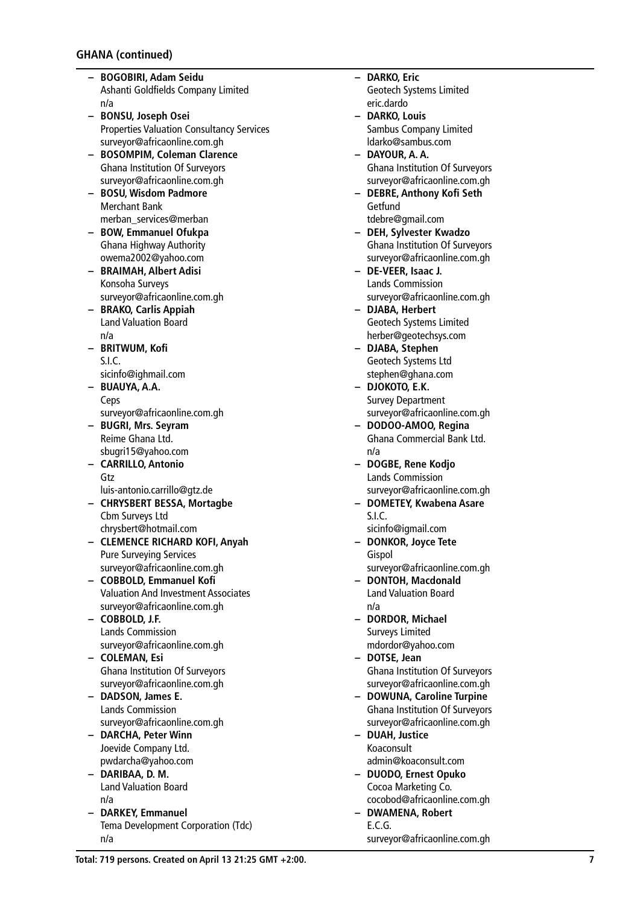## GHANA (continued)

- **BOGOBIRI, Adam Seidu**
  Ashanti Goldfields Company Limited
  n/a
- **BONSU, Joseph Osei**
  Properties Valuation Consultancy Services
  surveyor@africaonline.com.gh
- **BOSOMPIM, Coleman Clarence**
  Ghana Institution Of Surveyors
  surveyor@africaonline.com.gh
- **BOSU, Wisdom Padmore**
  Merchant Bank
  merban_services@merban
- **BOW, Emmanuel Ofukpa**
  Ghana Highway Authority
  owema2002@yahoo.com
- **BRAIMAH, Albert Adisi**
  Konsoha Surveys
  surveyor@africaonline.com.gh
- **BRAKO, Carlis Appiah**
  Land Valuation Board
  n/a
- **BRITWUM, Kofi**
  S.I.C.
  sicinfo@ighmail.com
- **BUAUYA, A.A.**
  Ceps
  surveyor@africaonline.com.gh
- **BUGRI, Mrs. Seyram**
  Reime Ghana Ltd.
  sbugri15@yahoo.com
- **CARRILLO, Antonio**
  Gtz
  luis-antonio.carrillo@gtz.de
- **CHRYSBERT BESSA, Mortagbe**
  Cbm Surveys Ltd
  chrysbert@hotmail.com
- **CLEMENCE RICHARD KOFI, Anyah**
  Pure Surveying Services
  surveyor@africaonline.com.gh
- **COBBOLD, Emmanuel Kofi**
  Valuation And Investment Associates
  surveyor@africaonline.com.gh
- **COBBOLD, J.F.**
  Lands Commission
  surveyor@africaonline.com.gh
- **COLEMAN, Esi**
  Ghana Institution Of Surveyors
  surveyor@africaonline.com.gh
- **DADSON, James E.**
  Lands Commission
  surveyor@africaonline.com.gh
- **DARCHA, Peter Winn**
  Joevide Company Ltd.
  pwdarcha@yahoo.com
- **DARIBAA, D. M.**
  Land Valuation Board
  n/a
- **DARKEY, Emmanuel**
  Tema Development Corporation (Tdc)
  n/a
- **DARKO, Eric**
  Geotech Systems Limited
  eric.dardo
- **DARKO, Louis**
  Sambus Company Limited
  ldarko@sambus.com
- **DAYOUR, A. A.**
  Ghana Institution Of Surveyors
  surveyor@africaonline.com.gh
- **DEBRE, Anthony Kofi Seth**
  Getfund
  tdebre@gmail.com
- **DEH, Sylvester Kwadzo**
  Ghana Institution Of Surveyors
  surveyor@africaonline.com.gh
- **DE-VEER, Isaac J.**
  Lands Commission
  surveyor@africaonline.com.gh
- **DJABA, Herbert**
  Geotech Systems Limited
  herber@geotechsys.com
- **DJABA, Stephen**
  Geotech Systems Ltd
  stephen@ghana.com
- **DJOKOTO, E.K.**
  Survey Department
  surveyor@africaonline.com.gh
- **DODOO-AMOO, Regina**
  Ghana Commercial Bank Ltd.
  n/a
- **DOGBE, Rene Kodjo**
  Lands Commission
  surveyor@africaonline.com.gh
- **DOMETEY, Kwabena Asare**
  S.I.C.
  sicinfo@igmail.com
- **DONKOR, Joyce Tete**
  Gispol
  surveyor@africaonline.com.gh
- **DONTOH, Macdonald**
  Land Valuation Board
  n/a
- **DORDOR, Michael**
  Surveys Limited
  mdordor@yahoo.com
- **DOTSE, Jean**
  Ghana Institution Of Surveyors
  surveyor@africaonline.com.gh
- **DOWUNA, Caroline Turpine**
  Ghana Institution Of Surveyors
  surveyor@africaonline.com.gh
- **DUAH, Justice**
  Koaconsult
  admin@koaconsult.com
- **DUODO, Ernest Opuko**
  Cocoa Marketing Co.
  cocobod@africaonline.com.gh
- **DWAMENA, Robert**
  E.C.G.
  surveyor@africaonline.com.gh

**Total: 719 persons. Created on April 13 21:25 GMT +2:00.**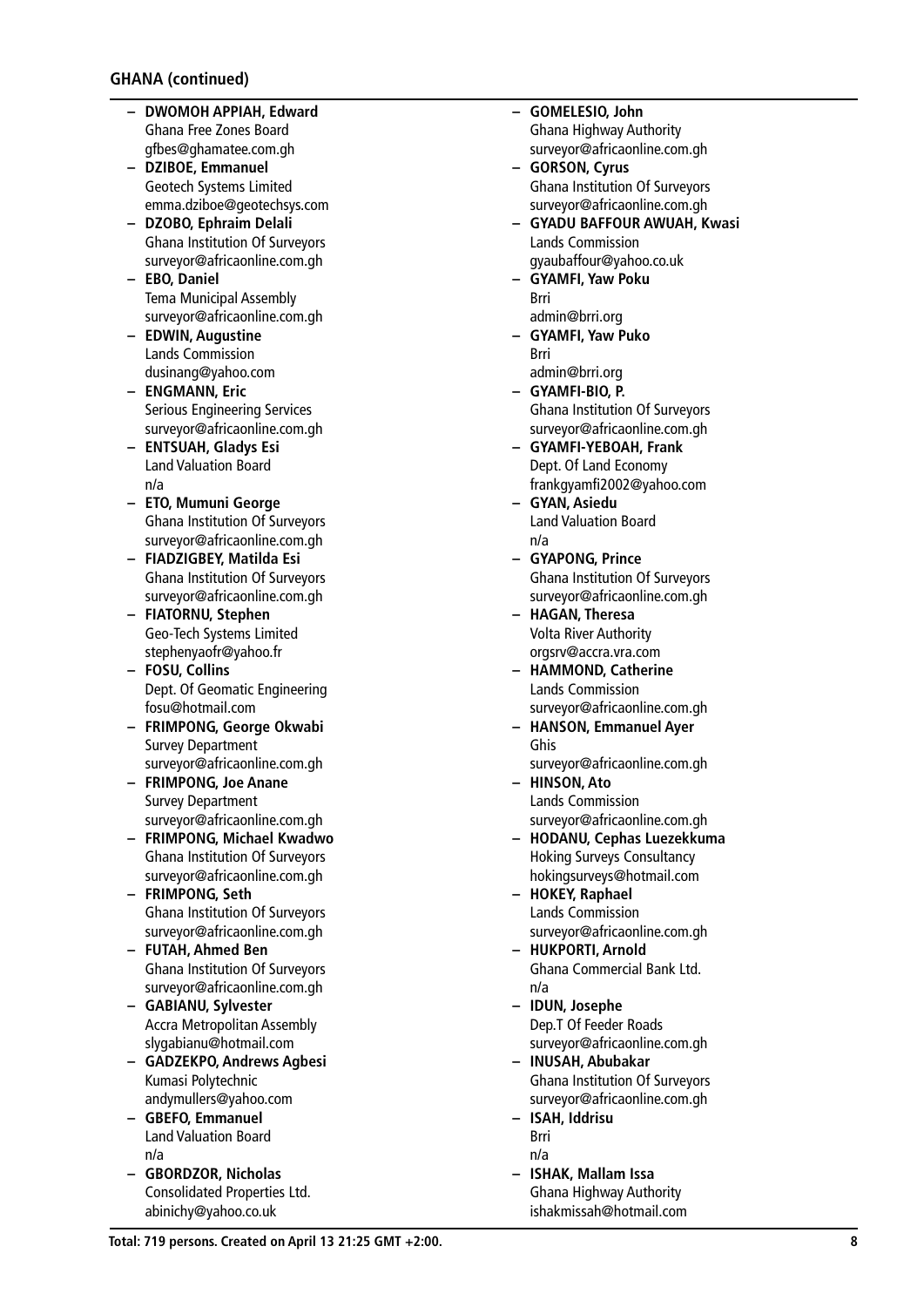**GHANA (continued)**

- **DWOMOH APPIAH, Edward**
  Ghana Free Zones Board
  gfbes@ghamatee.com.gh
- **DZIBOE, Emmanuel**
  Geotech Systems Limited
  emma.dziboe@geotechsys.com
- **DZOBO, Ephraim Delali**
  Ghana Institution Of Surveyors
  surveyor@africaonline.com.gh
- **EBO, Daniel**
  Tema Municipal Assembly
  surveyor@africaonline.com.gh
- **EDWIN, Augustine**
  Lands Commission
  dusinang@yahoo.com
- **ENGMANN, Eric**
  Serious Engineering Services
  surveyor@africaonline.com.gh
- **ENTSUAH, Gladys Esi**
  Land Valuation Board
  n/a
- **ETO, Mumuni George**
  Ghana Institution Of Surveyors
  surveyor@africaonline.com.gh
- **FIADZIGBEY, Matilda Esi**
  Ghana Institution Of Surveyors
  surveyor@africaonline.com.gh
- **FIATORNU, Stephen**
  Geo-Tech Systems Limited
  stephenyaofr@yahoo.fr
- **FOSU, Collins**
  Dept. Of Geomatic Engineering
  fosu@hotmail.com
- **FRIMPONG, George Okwabi**
  Survey Department
  surveyor@africaonline.com.gh
- **FRIMPONG, Joe Anane**
  Survey Department
  surveyor@africaonline.com.gh
- **FRIMPONG, Michael Kwadwo**
  Ghana Institution Of Surveyors
  surveyor@africaonline.com.gh
- **FRIMPONG, Seth**
  Ghana Institution Of Surveyors
  surveyor@africaonline.com.gh
- **FUTAH, Ahmed Ben**
  Ghana Institution Of Surveyors
  surveyor@africaonline.com.gh
- **GABIANU, Sylvester**
  Accra Metropolitan Assembly
  slygabianu@hotmail.com
- **GADZEKPO, Andrews Agbesi**
  Kumasi Polytechnic
  andymullers@yahoo.com
- **GBEFO, Emmanuel**
  Land Valuation Board
  n/a
- **GBORDZOR, Nicholas**
  Consolidated Properties Ltd.
  abinichy@yahoo.co.uk
- **GOMELESIO, John**
  Ghana Highway Authority
  surveyor@africaonline.com.gh
- **GORSON, Cyrus**
  Ghana Institution Of Surveyors
  surveyor@africaonline.com.gh
- **GYADU BAFFOUR AWUAH, Kwasi**
  Lands Commission
  gyaubaffour@yahoo.co.uk
- **GYAMFI, Yaw Poku**
  Brri
  admin@brri.org
- **GYAMFI, Yaw Puko**
  Brri
  admin@brri.org
- **GYAMFI-BIO, P.**
  Ghana Institution Of Surveyors
  surveyor@africaonline.com.gh
- **GYAMFI-YEBOAH, Frank**
  Dept. Of Land Economy
  frankgyamfi2002@yahoo.com
- **GYAN, Asiedu**
  Land Valuation Board
  n/a
- **GYAPONG, Prince**
  Ghana Institution Of Surveyors
  surveyor@africaonline.com.gh
- **HAGAN, Theresa**
  Volta River Authority
  orgsrv@accra.vra.com
- **HAMMOND, Catherine**
  Lands Commission
  surveyor@africaonline.com.gh
- **HANSON, Emmanuel Ayer**
  Ghis
  surveyor@africaonline.com.gh
- **HINSON, Ato**
  Lands Commission
  surveyor@africaonline.com.gh
- **HODANU, Cephas Luezekkuma**
  Hoking Surveys Consultancy
  hokingsurveys@hotmail.com
- **HOKEY, Raphael**
  Lands Commission
  surveyor@africaonline.com.gh
- **HUKPORTI, Arnold**
  Ghana Commercial Bank Ltd.
  n/a
- **IDUN, Josephe**
  Dep.T Of Feeder Roads
  surveyor@africaonline.com.gh
- **INUSAH, Abubakar**
  Ghana Institution Of Surveyors
  surveyor@africaonline.com.gh
- **ISAH, Iddrisu**
  Brri
  n/a
- **ISHAK, Mallam Issa**
  Ghana Highway Authority
  ishakmissah@hotmail.com

**Total: 719 persons. Created on April 13 21:25 GMT +2:00.**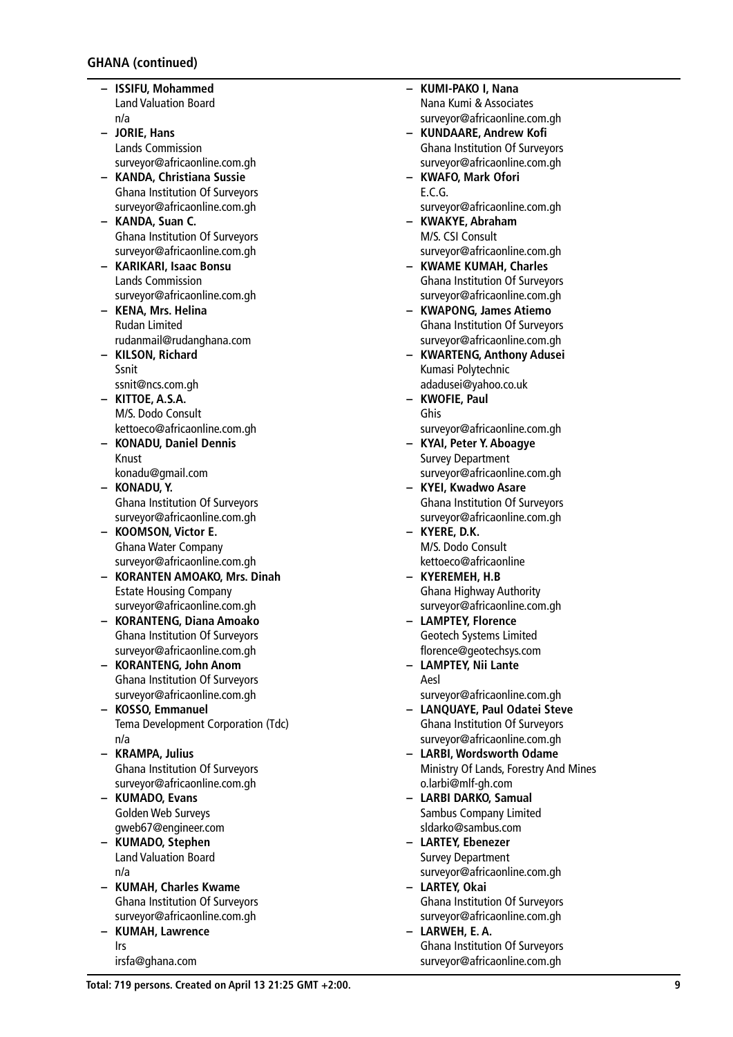## GHANA (continued)

- **ISSIFU, Mohammed**
  Land Valuation Board
  n/a
- **JORIE, Hans**
  Lands Commission
  surveyor@africaonline.com.gh
- **KANDA, Christiana Sussie**
  Ghana Institution Of Surveyors
  surveyor@africaonline.com.gh
- **KANDA, Suan C.**
  Ghana Institution Of Surveyors
  surveyor@africaonline.com.gh
- **KARIKARI, Isaac Bonsu**
  Lands Commission
  surveyor@africaonline.com.gh
- **KENA, Mrs. Helina**
  Rudan Limited
  rudanmail@rudanghana.com
- **KILSON, Richard**
  Ssnit
  ssnit@ncs.com.gh
- **KITTOE, A.S.A.**
  M/S. Dodo Consult
  kettoeco@africaonline.com.gh
- **KONADU, Daniel Dennis**
  Knust
  konadu@gmail.com
- **KONADU, Y.**
  Ghana Institution Of Surveyors
  surveyor@africaonline.com.gh
- **KOOMSON, Victor E.**
  Ghana Water Company
  surveyor@africaonline.com.gh
- **KORANTEN AMOAKO, Mrs. Dinah**
  Estate Housing Company
  surveyor@africaonline.com.gh
- **KORANTENG, Diana Amoako**
  Ghana Institution Of Surveyors
  surveyor@africaonline.com.gh
- **KORANTENG, John Anom**
  Ghana Institution Of Surveyors
  surveyor@africaonline.com.gh
- **KOSSO, Emmanuel**
  Tema Development Corporation (Tdc)
  n/a
- **KRAMPA, Julius**
  Ghana Institution Of Surveyors
  surveyor@africaonline.com.gh
- **KUMADO, Evans**
  Golden Web Surveys
  gweb67@engineer.com
- **KUMADO, Stephen**
  Land Valuation Board
  n/a
- **KUMAH, Charles Kwame**
  Ghana Institution Of Surveyors
  surveyor@africaonline.com.gh
- **KUMAH, Lawrence**
  Irs
  irsfa@ghana.com
- **KUMI-PAKO I, Nana**
  Nana Kumi & Associates
  surveyor@africaonline.com.gh
- **KUNDAARE, Andrew Kofi**
  Ghana Institution Of Surveyors
  surveyor@africaonline.com.gh
- **KWAFO, Mark Ofori**
  E.C.G.
  surveyor@africaonline.com.gh
- **KWAKYE, Abraham**
  M/S. CSI Consult
  surveyor@africaonline.com.gh
- **KWAME KUMAH, Charles**
  Ghana Institution Of Surveyors
  surveyor@africaonline.com.gh
- **KWAPONG, James Atiemo**
  Ghana Institution Of Surveyors
  surveyor@africaonline.com.gh
- **KWARTENG, Anthony Adusei**
  Kumasi Polytechnic
  adadusei@yahoo.co.uk
- **KWOFIE, Paul**
  Ghis
  surveyor@africaonline.com.gh
- **KYAI, Peter Y. Aboagye**
  Survey Department
  surveyor@africaonline.com.gh
- **KYEI, Kwadwo Asare**
  Ghana Institution Of Surveyors
  surveyor@africaonline.com.gh
- **KYERE, D.K.**
  M/S. Dodo Consult
  kettoeco@africaonline
- **KYEREMEH, H.B**
  Ghana Highway Authority
  surveyor@africaonline.com.gh
- **LAMPTEY, Florence**
  Geotech Systems Limited
  florence@geotechsys.com
- **LAMPTEY, Nii Lante**
  Aesl
  surveyor@africaonline.com.gh
- **LANQUAYE, Paul Odatei Steve**
  Ghana Institution Of Surveyors
  surveyor@africaonline.com.gh
- **LARBI, Wordsworth Odame**
  Ministry Of Lands, Forestry And Mines
  o.larbi@mlf-gh.com
- **LARBI DARKO, Samual**
  Sambus Company Limited
  sldarko@sambus.com
- **LARTEY, Ebenezer**
  Survey Department
  surveyor@africaonline.com.gh
- **LARTEY, Okai**
  Ghana Institution Of Surveyors
  surveyor@africaonline.com.gh
- **LARWEH, E. A.**
  Ghana Institution Of Surveyors
  surveyor@africaonline.com.gh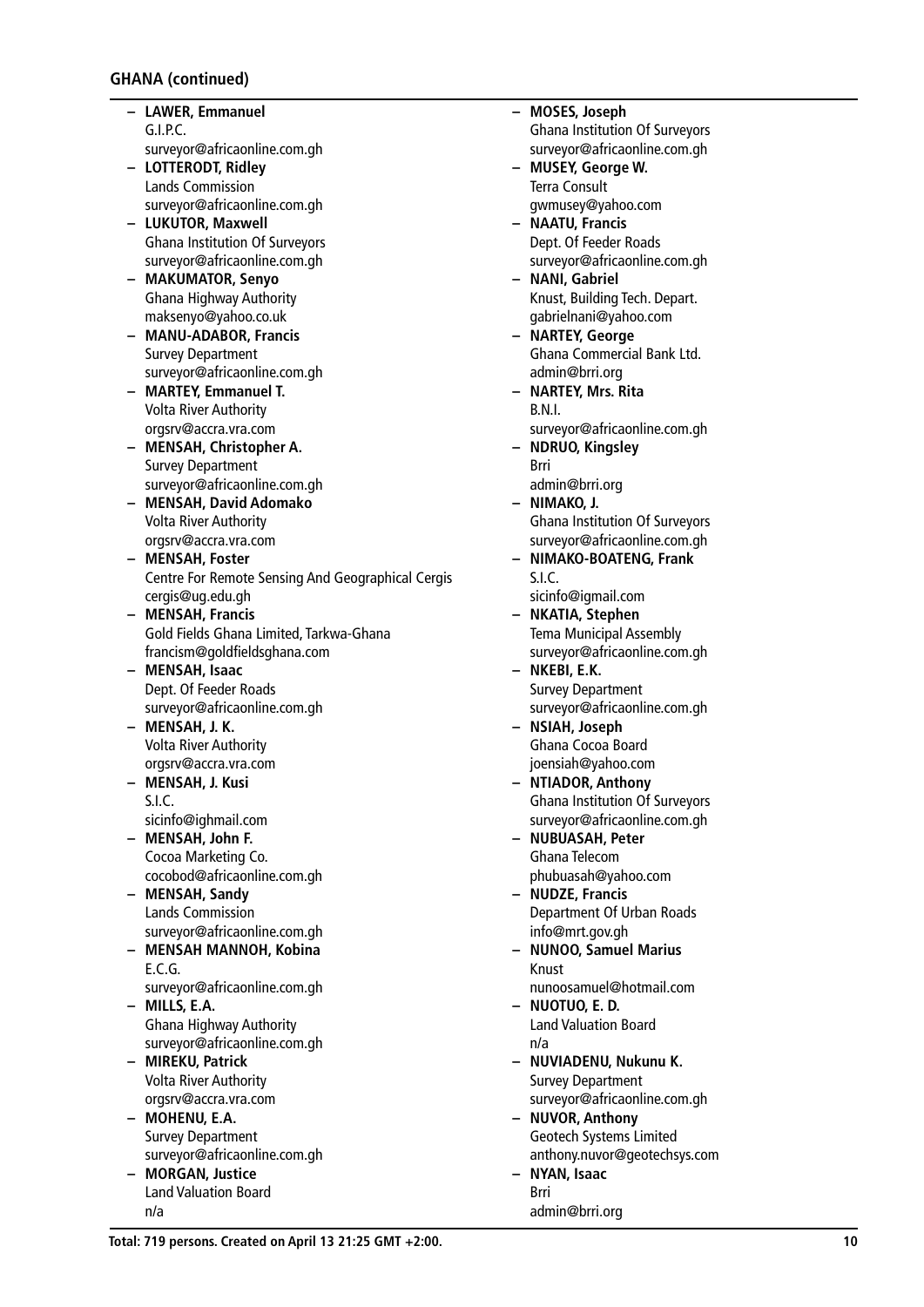## GHANA (continued)

- **LAWER, Emmanuel**
  G.I.P.C.
  surveyor@africaonline.com.gh
- **LOTTERODT, Ridley**
  Lands Commission
  surveyor@africaonline.com.gh
- **LUKUTOR, Maxwell**
  Ghana Institution Of Surveyors
  surveyor@africaonline.com.gh
- **MAKUMATOR, Senyo**
  Ghana Highway Authority
  maksenyo@yahoo.co.uk
- **MANU-ADABOR, Francis**
  Survey Department
  surveyor@africaonline.com.gh
- **MARTEY, Emmanuel T.**
  Volta River Authority
  orgsrv@accra.vra.com
- **MENSAH, Christopher A.**
  Survey Department
  surveyor@africaonline.com.gh
- **MENSAH, David Adomako**
  Volta River Authority
  orgsrv@accra.vra.com
- **MENSAH, Foster**
  Centre For Remote Sensing And Geographical Cergis
  cergis@ug.edu.gh
- **MENSAH, Francis**
  Gold Fields Ghana Limited, Tarkwa-Ghana
  francism@goldfieldsghana.com
- **MENSAH, Isaac**
  Dept. Of Feeder Roads
  surveyor@africaonline.com.gh
- **MENSAH, J. K.**
  Volta River Authority
  orgsrv@accra.vra.com
- **MENSAH, J. Kusi**
  S.I.C.
  sicinfo@ighmail.com
- **MENSAH, John F.**
  Cocoa Marketing Co.
  cocobod@africaonline.com.gh
- **MENSAH, Sandy**
  Lands Commission
  surveyor@africaonline.com.gh
- **MENSAH MANNOH, Kobina**
  E.C.G.
  surveyor@africaonline.com.gh
- **MILLS, E.A.**
  Ghana Highway Authority
  surveyor@africaonline.com.gh
- **MIREKU, Patrick**
  Volta River Authority
  orgsrv@accra.vra.com
- **MOHENU, E.A.**
  Survey Department
  surveyor@africaonline.com.gh
- **MORGAN, Justice**
  Land Valuation Board
  n/a
- **MOSES, Joseph**
  Ghana Institution Of Surveyors
  surveyor@africaonline.com.gh
- **MUSEY, George W.**
  Terra Consult
  gwmusey@yahoo.com
- **NAATU, Francis**
  Dept. Of Feeder Roads
  surveyor@africaonline.com.gh
- **NANI, Gabriel**
  Knust, Building Tech. Depart.
  gabrielnani@yahoo.com
- **NARTEY, George**
  Ghana Commercial Bank Ltd.
  admin@brri.org
- **NARTEY, Mrs. Rita**
  B.N.I.
  surveyor@africaonline.com.gh
- **NDRUO, Kingsley**
  Brri
  admin@brri.org
- **NIMAKO, J.**
  Ghana Institution Of Surveyors
  surveyor@africaonline.com.gh
- **NIMAKO-BOATENG, Frank**
  S.I.C.
  sicinfo@igmail.com
- **NKATIA, Stephen**
  Tema Municipal Assembly
  surveyor@africaonline.com.gh
- **NKEBI, E.K.**
  Survey Department
  surveyor@africaonline.com.gh
- **NSIAH, Joseph**
  Ghana Cocoa Board
  joensiah@yahoo.com
- **NTIADOR, Anthony**
  Ghana Institution Of Surveyors
  surveyor@africaonline.com.gh
- **NUBUASAH, Peter**
  Ghana Telecom
  phubuasah@yahoo.com
- **NUDZE, Francis**
  Department Of Urban Roads
  info@mrt.gov.gh
- **NUNOO, Samuel Marius**
  Knust
  nunoosamuel@hotmail.com
- **NUOTUO, E. D.**
  Land Valuation Board
  n/a
- **NUVIADENU, Nukunu K.**
  Survey Department
  surveyor@africaonline.com.gh
- **NUVOR, Anthony**
  Geotech Systems Limited
  anthony.nuvor@geotechsys.com
- **NYAN, Isaac**
  Brri
  admin@brri.org

Total: 719 persons. Created on April 13 21:25 GMT +2:00.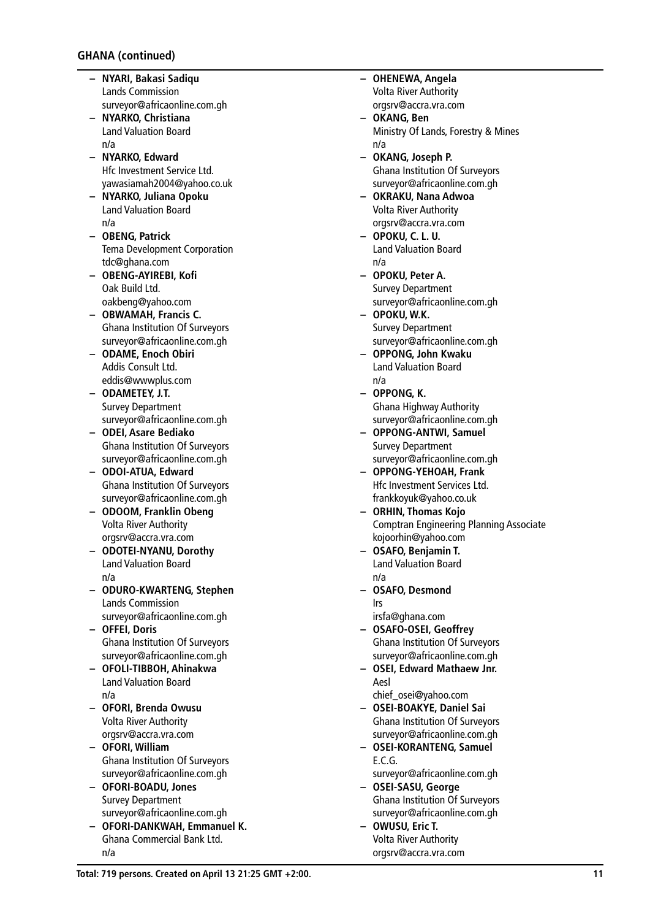**GHANA (continued)**

- **NYARI, Bakasi Sadiqu**
  Lands Commission
  surveyor@africaonline.com.gh
- **NYARKO, Christiana**
  Land Valuation Board
  n/a
- **NYARKO, Edward**
  Hfc Investment Service Ltd.
  yawasiamah2004@yahoo.co.uk
- **NYARKO, Juliana Opoku**
  Land Valuation Board
  n/a
- **OBENG, Patrick**
  Tema Development Corporation
  tdc@ghana.com
- **OBENG-AYIREBI, Kofi**
  Oak Build Ltd.
  oakbeng@yahoo.com
- **OBWAMAH, Francis C.**
  Ghana Institution Of Surveyors
  surveyor@africaonline.com.gh
- **ODAME, Enoch Obiri**
  Addis Consult Ltd.
  eddis@wwwplus.com
- **ODAMETEY, J.T.**
  Survey Department
  surveyor@africaonline.com.gh
- **ODEI, Asare Bediako**
  Ghana Institution Of Surveyors
  surveyor@africaonline.com.gh
- **ODOI-ATUA, Edward**
  Ghana Institution Of Surveyors
  surveyor@africaonline.com.gh
- **ODOOM, Franklin Obeng**
  Volta River Authority
  orgsrv@accra.vra.com
- **ODOTEI-NYANU, Dorothy**
  Land Valuation Board
  n/a
- **ODURO-KWARTENG, Stephen**
  Lands Commission
  surveyor@africaonline.com.gh
- **OFFEI, Doris**
  Ghana Institution Of Surveyors
  surveyor@africaonline.com.gh
- **OFOLI-TIBBOH, Ahinakwa**
  Land Valuation Board
  n/a
- **OFORI, Brenda Owusu**
  Volta River Authority
  orgsrv@accra.vra.com
- **OFORI, William**
  Ghana Institution Of Surveyors
  surveyor@africaonline.com.gh
- **OFORI-BOADU, Jones**
  Survey Department
  surveyor@africaonline.com.gh
- **OFORI-DANKWAH, Emmanuel K.**
  Ghana Commercial Bank Ltd.
  n/a
- **OHENEWA, Angela**
  Volta River Authority
  orgsrv@accra.vra.com
- **OKANG, Ben**
  Ministry Of Lands, Forestry & Mines
  n/a
- **OKANG, Joseph P.**
  Ghana Institution Of Surveyors
  surveyor@africaonline.com.gh
- **OKRAKU, Nana Adwoa**
  Volta River Authority
  orgsrv@accra.vra.com
- **OPOKU, C. L. U.**
  Land Valuation Board
  n/a
- **OPOKU, Peter A.**
  Survey Department
  surveyor@africaonline.com.gh
- **OPOKU, W.K.**
  Survey Department
  surveyor@africaonline.com.gh
- **OPPONG, John Kwaku**
  Land Valuation Board
  n/a
- **OPPONG, K.**
  Ghana Highway Authority
  surveyor@africaonline.com.gh
- **OPPONG-ANTWI, Samuel**
  Survey Department
  surveyor@africaonline.com.gh
- **OPPONG-YEHOAH, Frank**
  Hfc Investment Services Ltd.
  frankkoyuk@yahoo.co.uk
- **ORHIN, Thomas Kojo**
  Comptran Engineering Planning Associate
  kojoorhin@yahoo.com
- **OSAFO, Benjamin T.**
  Land Valuation Board
  n/a
- **OSAFO, Desmond**
  Irs
  irsfa@ghana.com
- **OSAFO-OSEI, Geoffrey**
  Ghana Institution Of Surveyors
  surveyor@africaonline.com.gh
- **OSEI, Edward Mathaew Jnr.**
  Aesl
  chief_osei@yahoo.com
- **OSEI-BOAKYE, Daniel Sai**
  Ghana Institution Of Surveyors
  surveyor@africaonline.com.gh
- **OSEI-KORANTENG, Samuel**
  E.C.G.
  surveyor@africaonline.com.gh
- **OSEI-SASU, George**
  Ghana Institution Of Surveyors
  surveyor@africaonline.com.gh
- **OWUSU, Eric T.**
  Volta River Authority
  orgsrv@accra.vra.com

**Total: 719 persons. Created on April 13 21:25 GMT +2:00.**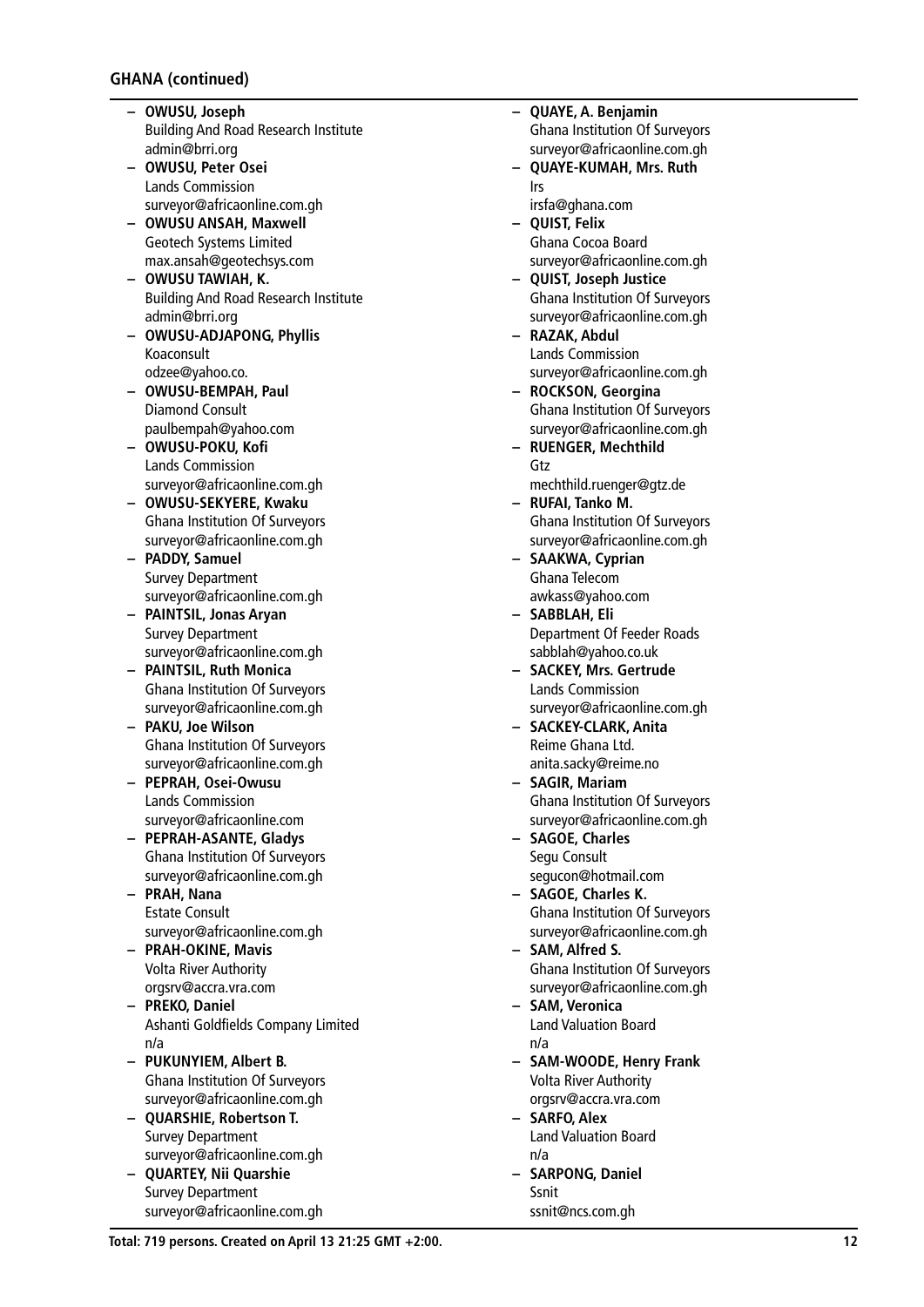**GHANA (continued)**

- **OWUSU, Joseph**
  Building And Road Research Institute
  admin@brri.org
- **OWUSU, Peter Osei**
  Lands Commission
  surveyor@africaonline.com.gh
- **OWUSU ANSAH, Maxwell**
  Geotech Systems Limited
  max.ansah@geotechsys.com
- **OWUSU TAWIAH, K.**
  Building And Road Research Institute
  admin@brri.org
- **OWUSU-ADJAPONG, Phyllis**
  Koaconsult
  odzee@yahoo.co.
- **OWUSU-BEMPAH, Paul**
  Diamond Consult
  paulbempah@yahoo.com
- **OWUSU-POKU, Kofi**
  Lands Commission
  surveyor@africaonline.com.gh
- **OWUSU-SEKYERE, Kwaku**
  Ghana Institution Of Surveyors
  surveyor@africaonline.com.gh
- **PADDY, Samuel**
  Survey Department
  surveyor@africaonline.com.gh
- **PAINTSIL, Jonas Aryan**
  Survey Department
  surveyor@africaonline.com.gh
- **PAINTSIL, Ruth Monica**
  Ghana Institution Of Surveyors
  surveyor@africaonline.com.gh
- **PAKU, Joe Wilson**
  Ghana Institution Of Surveyors
  surveyor@africaonline.com.gh
- **PEPRAH, Osei-Owusu**
  Lands Commission
  surveyor@africaonline.com
- **PEPRAH-ASANTE, Gladys**
  Ghana Institution Of Surveyors
  surveyor@africaonline.com.gh
- **PRAH, Nana**
  Estate Consult
  surveyor@africaonline.com.gh
- **PRAH-OKINE, Mavis**
  Volta River Authority
  orgsrv@accra.vra.com
- **PREKO, Daniel**
  Ashanti Goldfields Company Limited
  n/a
- **PUKUNYIEM, Albert B.**
  Ghana Institution Of Surveyors
  surveyor@africaonline.com.gh
- **QUARSHIE, Robertson T.**
  Survey Department
  surveyor@africaonline.com.gh
- **QUARTEY, Nii Quarshie**
  Survey Department
  surveyor@africaonline.com.gh
- **QUAYE, A. Benjamin**
  Ghana Institution Of Surveyors
  surveyor@africaonline.com.gh
- **QUAYE-KUMAH, Mrs. Ruth**
  Irs
  irsfa@ghana.com
- **QUIST, Felix**
  Ghana Cocoa Board
  surveyor@africaonline.com.gh
- **QUIST, Joseph Justice**
  Ghana Institution Of Surveyors
  surveyor@africaonline.com.gh
- **RAZAK, Abdul**
  Lands Commission
  surveyor@africaonline.com.gh
- **ROCKSON, Georgina**
  Ghana Institution Of Surveyors
  surveyor@africaonline.com.gh
- **RUENGER, Mechthild**
  Gtz
  mechthild.ruenger@gtz.de
- **RUFAI, Tanko M.**
  Ghana Institution Of Surveyors
  surveyor@africaonline.com.gh
- **SAAKWA, Cyprian**
  Ghana Telecom
  awkass@yahoo.com
- **SABBLAH, Eli**
  Department Of Feeder Roads
  sabblah@yahoo.co.uk
- **SACKEY, Mrs. Gertrude**
  Lands Commission
  surveyor@africaonline.com.gh
- **SACKEY-CLARK, Anita**
  Reime Ghana Ltd.
  anita.sacky@reime.no
- **SAGIR, Mariam**
  Ghana Institution Of Surveyors
  surveyor@africaonline.com.gh
- **SAGOE, Charles**
  Segu Consult
  segucon@hotmail.com
- **SAGOE, Charles K.**
  Ghana Institution Of Surveyors
  surveyor@africaonline.com.gh
- **SAM, Alfred S.**
  Ghana Institution Of Surveyors
  surveyor@africaonline.com.gh
- **SAM, Veronica**
  Land Valuation Board
  n/a
- **SAM-WOODE, Henry Frank**
  Volta River Authority
  orgsrv@accra.vra.com
- **SARFO, Alex**
  Land Valuation Board
  n/a
- **SARPONG, Daniel**
  Ssnit
  ssnit@ncs.com.gh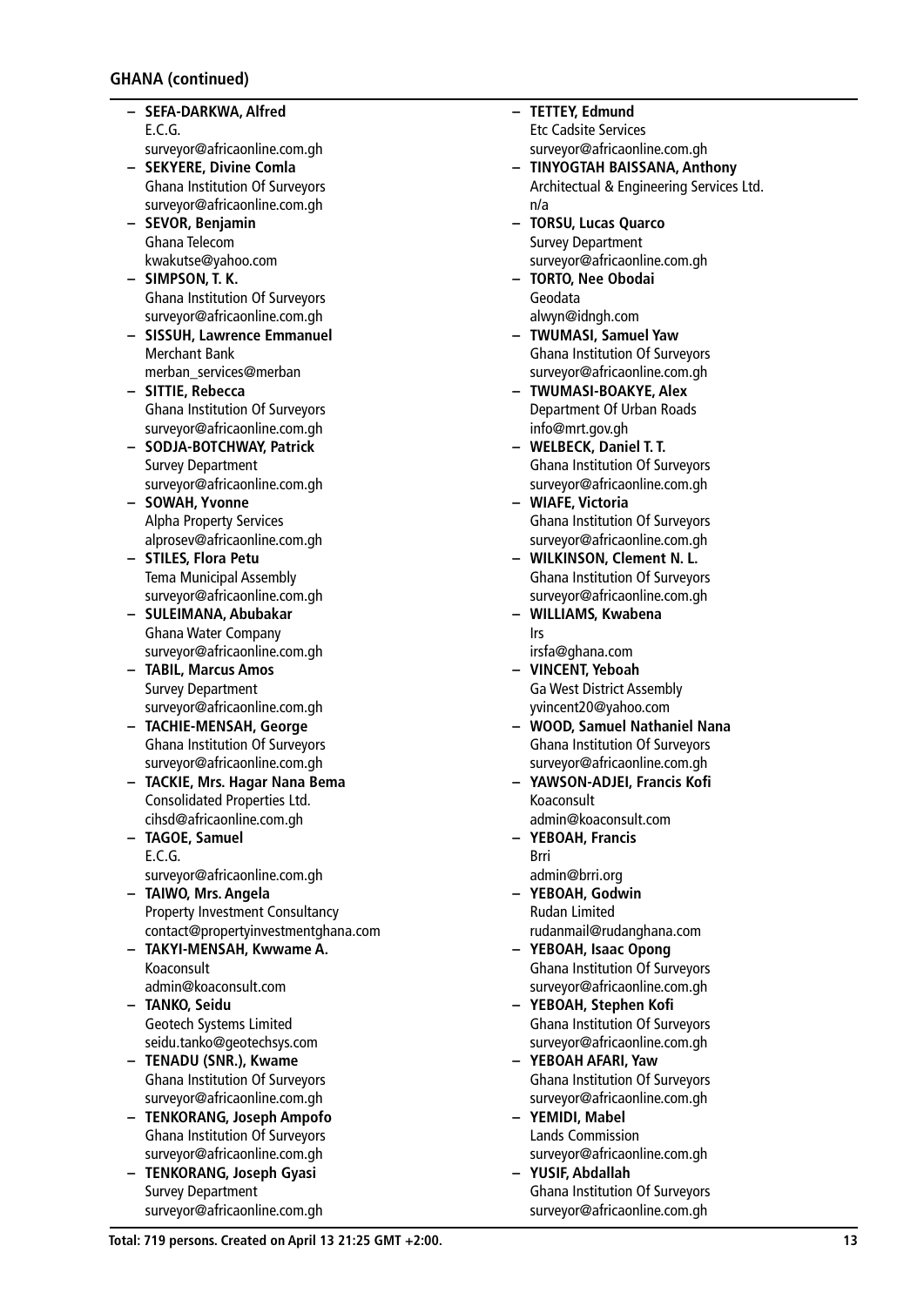## GHANA (continued)

- **SEFA-DARKWA, Alfred**
  E.C.G.
  surveyor@africaonline.com.gh
- **SEKYERE, Divine Comla**
  Ghana Institution Of Surveyors
  surveyor@africaonline.com.gh
- **SEVOR, Benjamin**
  Ghana Telecom
  kwakutse@yahoo.com
- **SIMPSON, T. K.**
  Ghana Institution Of Surveyors
  surveyor@africaonline.com.gh
- **SISSUH, Lawrence Emmanuel**
  Merchant Bank
  merban_services@merban
- **SITTIE, Rebecca**
  Ghana Institution Of Surveyors
  surveyor@africaonline.com.gh
- **SODJA-BOTCHWAY, Patrick**
  Survey Department
  surveyor@africaonline.com.gh
- **SOWAH, Yvonne**
  Alpha Property Services
  alprosev@africaonline.com.gh
- **STILES, Flora Petu**
  Tema Municipal Assembly
  surveyor@africaonline.com.gh
- **SULEIMANA, Abubakar**
  Ghana Water Company
  surveyor@africaonline.com.gh
- **TABIL, Marcus Amos**
  Survey Department
  surveyor@africaonline.com.gh
- **TACHIE-MENSAH, George**
  Ghana Institution Of Surveyors
  surveyor@africaonline.com.gh
- **TACKIE, Mrs. Hagar Nana Bema**
  Consolidated Properties Ltd.
  cihsd@africaonline.com.gh
- **TAGOE, Samuel**
  E.C.G.
  surveyor@africaonline.com.gh
- **TAIWO, Mrs. Angela**
  Property Investment Consultancy
  contact@propertyinvestmentghana.com
- **TAKYI-MENSAH, Kwwame A.**
  Koaconsult
  admin@koaconsult.com
- **TANKO, Seidu**
  Geotech Systems Limited
  seidu.tanko@geotechsys.com
- **TENADU (SNR.), Kwame**
  Ghana Institution Of Surveyors
  surveyor@africaonline.com.gh
- **TENKORANG, Joseph Ampofo**
  Ghana Institution Of Surveyors
  surveyor@africaonline.com.gh
- **TENKORANG, Joseph Gyasi**
  Survey Department
  surveyor@africaonline.com.gh
- **TETTEY, Edmund**
  Etc Cadsite Services
  surveyor@africaonline.com.gh
- **TINYOGTAH BAISSANA, Anthony**
  Architectual & Engineering Services Ltd.
  n/a
- **TORSU, Lucas Quarco**
  Survey Department
  surveyor@africaonline.com.gh
- **TORTO, Nee Obodai**
  Geodata
  alwyn@idngh.com
- **TWUMASI, Samuel Yaw**
  Ghana Institution Of Surveyors
  surveyor@africaonline.com.gh
- **TWUMASI-BOAKYE, Alex**
  Department Of Urban Roads
  info@mrt.gov.gh
- **WELBECK, Daniel T. T.**
  Ghana Institution Of Surveyors
  surveyor@africaonline.com.gh
- **WIAFE, Victoria**
  Ghana Institution Of Surveyors
  surveyor@africaonline.com.gh
- **WILKINSON, Clement N. L.**
  Ghana Institution Of Surveyors
  surveyor@africaonline.com.gh
- **WILLIAMS, Kwabena**
  Irs
  irsfa@ghana.com
- **VINCENT, Yeboah**
  Ga West District Assembly
  yvincent20@yahoo.com
- **WOOD, Samuel Nathaniel Nana**
  Ghana Institution Of Surveyors
  surveyor@africaonline.com.gh
- **YAWSON-ADJEI, Francis Kofi**
  Koaconsult
  admin@koaconsult.com
- **YEBOAH, Francis**
  Brri
  admin@brri.org
- **YEBOAH, Godwin**
  Rudan Limited
  rudanmail@rudanghana.com
- **YEBOAH, Isaac Opong**
  Ghana Institution Of Surveyors
  surveyor@africaonline.com.gh
- **YEBOAH, Stephen Kofi**
  Ghana Institution Of Surveyors
  surveyor@africaonline.com.gh
- **YEBOAH AFARI, Yaw**
  Ghana Institution Of Surveyors
  surveyor@africaonline.com.gh
- **YEMIDI, Mabel**
  Lands Commission
  surveyor@africaonline.com.gh
- **YUSIF, Abdallah**
  Ghana Institution Of Surveyors
  surveyor@africaonline.com.gh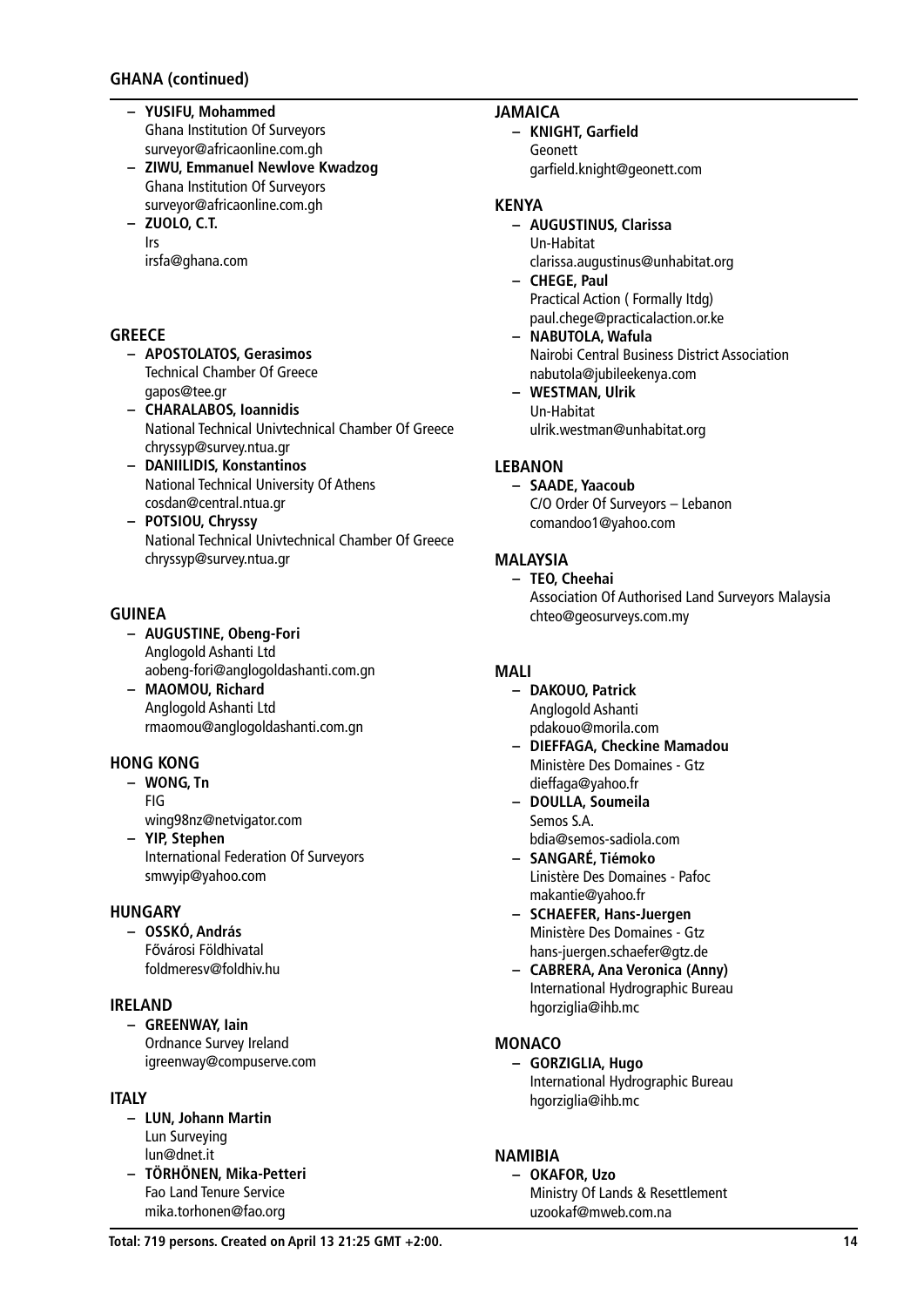## GHANA (continued)

- **YUSIFU, Mohammed**
  Ghana Institution Of Surveyors
  surveyor@africaonline.com.gh
- **ZIWU, Emmanuel Newlove Kwadzog**
  Ghana Institution Of Surveyors
  surveyor@africaonline.com.gh
- **ZUOLO, C.T.**
  Irs
  irsfa@ghana.com

## GREECE

- **APOSTOLATOS, Gerasimos**
  Technical Chamber Of Greece
  gapos@tee.gr
- **CHARALABOS, Ioannidis**
  National Technical Univtechnical Chamber Of Greece
  chryssyp@survey.ntua.gr
- **DANIILIDIS, Konstantinos**
  National Technical University Of Athens
  cosdan@central.ntua.gr
- **POTSIOU, Chryssy**
  National Technical Univtechnical Chamber Of Greece
  chryssyp@survey.ntua.gr

## GUINEA

- **AUGUSTINE, Obeng-Fori**
  Anglogold Ashanti Ltd
  aobeng-fori@anglogoldashanti.com.gn
- **MAOMOU, Richard**
  Anglogold Ashanti Ltd
  rmaomou@anglogoldashanti.com.gn

## HONG KONG

- **WONG, Tn**
  FIG
  wing98nz@netvigator.com
- **YIP, Stephen**
  International Federation Of Surveyors
  smwyip@yahoo.com

## HUNGARY

- **OSSKÓ, András**
  Fővárosi Földhivatal
  foldmeresv@foldhiv.hu

## IRELAND

- **GREENWAY, Iain**
  Ordnance Survey Ireland
  igreenway@compuserve.com

## ITALY

- **LUN, Johann Martin**
  Lun Surveying
  lun@dnet.it
- **TÖRHÖNEN, Mika-Petteri**
  Fao Land Tenure Service
  mika.torhonen@fao.org

## JAMAICA

- **KNIGHT, Garfield**
  Geonett
  garfield.knight@geonett.com

## KENYA

- **AUGUSTINUS, Clarissa**
  Un-Habitat
  clarissa.augustinus@unhabitat.org
- **CHEGE, Paul**
  Practical Action ( Formally Itdg)
  paul.chege@practicalaction.or.ke
- **NABUTOLA, Wafula**
  Nairobi Central Business District Association
  nabutola@jubileekenya.com
- **WESTMAN, Ulrik**
  Un-Habitat
  ulrik.westman@unhabitat.org

## LEBANON

- **SAADE, Yaacoub**
  C/O Order Of Surveyors – Lebanon
  comandoo1@yahoo.com

## MALAYSIA

- **TEO, Cheehai**
  Association Of Authorised Land Surveyors Malaysia
  chteo@geosurveys.com.my

## MALI

- **DAKOUO, Patrick**
  Anglogold Ashanti
  pdakouo@morila.com
- **DIEFFAGA, Checkine Mamadou**
  Ministère Des Domaines - Gtz
  dieffaga@yahoo.fr
- **DOULLA, Soumeila**
  Semos S.A.
  bdia@semos-sadiola.com
- **SANGARÉ, Tiémoko**
  Linistère Des Domaines - Pafoc
  makantie@yahoo.fr
- **SCHAEFER, Hans-Juergen**
  Ministère Des Domaines - Gtz
  hans-juergen.schaefer@gtz.de
- **CABRERA, Ana Veronica (Anny)**
  International Hydrographic Bureau
  hgorziglia@ihb.mc

## MONACO

- **GORZIGLIA, Hugo**
  International Hydrographic Bureau
  hgorziglia@ihb.mc

## NAMIBIA

- **OKAFOR, Uzo**
  Ministry Of Lands & Resettlement
  uzookaf@mweb.com.na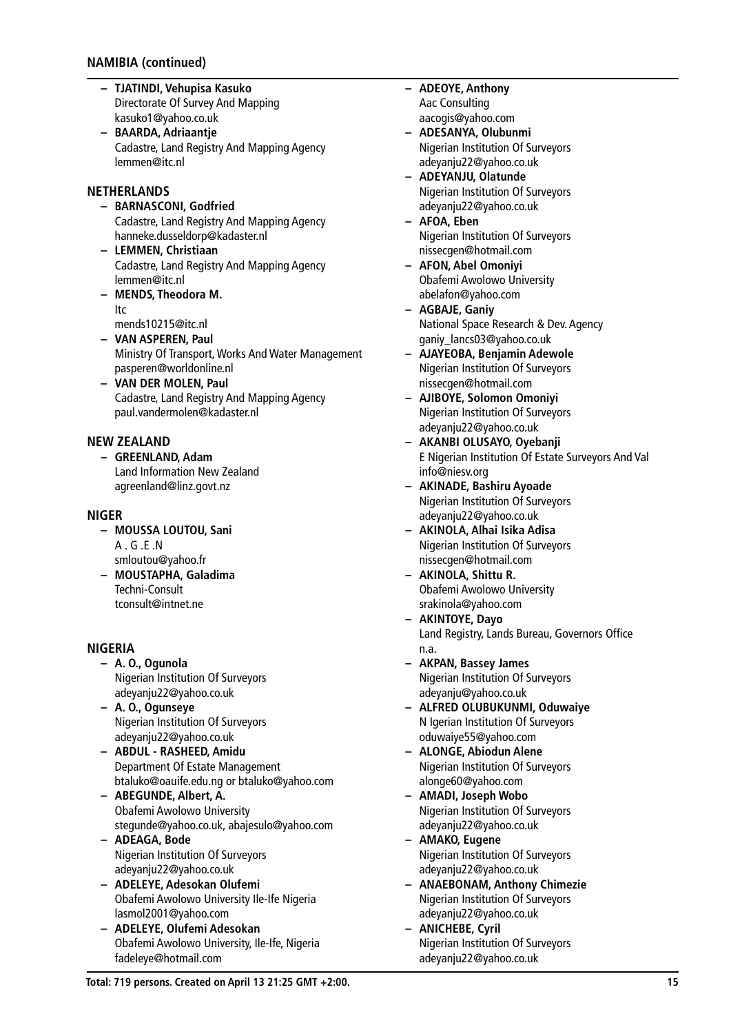## NAMIBIA (continued)

- **TJATINDI, Vehupisa Kasuko**
  Directorate Of Survey And Mapping
  kasuko1@yahoo.co.uk
- **BAARDA, Adriaantje**
  Cadastre, Land Registry And Mapping Agency
  lemmen@itc.nl

## NETHERLANDS

- **BARNASCONI, Godfried**
  Cadastre, Land Registry And Mapping Agency
  hanneke.dusseldorp@kadaster.nl
- **LEMMEN, Christiaan**
  Cadastre, Land Registry And Mapping Agency
  lemmen@itc.nl
- **MENDS, Theodora M.**
  Itc
  mends10215@itc.nl
- **VAN ASPEREN, Paul**
  Ministry Of Transport, Works And Water Management
  pasperen@worldonline.nl
- **VAN DER MOLEN, Paul**
  Cadastre, Land Registry And Mapping Agency
  paul.vandermolen@kadaster.nl

## NEW ZEALAND

- **GREENLAND, Adam**
  Land Information New Zealand
  agreenland@linz.govt.nz

## NIGER

- **MOUSSA LOUTOU, Sani**
  A . G .E .N
  smloutou@yahoo.fr
- **MOUSTAPHA, Galadima**
  Techni-Consult
  tconsult@intnet.ne

## NIGERIA

- **A. O., Ogunola**
  Nigerian Institution Of Surveyors
  adeyanju22@yahoo.co.uk
- **A. O., Ogunseye**
  Nigerian Institution Of Surveyors
  adeyanju22@yahoo.co.uk
- **ABDUL - RASHEED, Amidu**
  Department Of Estate Management
  btaluko@oauife.edu.ng or btaluko@yahoo.com
- **ABEGUNDE, Albert, A.**
  Obafemi Awolowo University
  stegunde@yahoo.co.uk, abajesulo@yahoo.com
- **ADEAGA, Bode**
  Nigerian Institution Of Surveyors
  adeyanju22@yahoo.co.uk
- **ADELEYE, Adesokan Olufemi**
  Obafemi Awolowo University Ile-Ife Nigeria
  lasmol2001@yahoo.com
- **ADELEYE, Olufemi Adesokan**
  Obafemi Awolowo University, Ile-Ife, Nigeria
  fadeleye@hotmail.com
- **ADEOYE, Anthony**
  Aac Consulting
  aacogis@yahoo.com
- **ADESANYA, Olubunmi**
  Nigerian Institution Of Surveyors
  adeyanju22@yahoo.co.uk
- **ADEYANJU, Olatunde**
  Nigerian Institution Of Surveyors
  adeyanju22@yahoo.co.uk
- **AFOA, Eben**
  Nigerian Institution Of Surveyors
  nissecgen@hotmail.com
- **AFON, Abel Omoniyi**
  Obafemi Awolowo University
  abelafon@yahoo.com
- **AGBAJE, Ganiy**
  National Space Research & Dev. Agency
  ganiy_lancs03@yahoo.co.uk
- **AJAYEOBA, Benjamin Adewole**
  Nigerian Institution Of Surveyors
  nissecgen@hotmail.com
- **AJIBOYE, Solomon Omoniyi**
  Nigerian Institution Of Surveyors
  adeyanju22@yahoo.co.uk
- **AKANBI OLUSAYO, Oyebanji**
  E Nigerian Institution Of Estate Surveyors And Val
  info@niesv.org
- **AKINADE, Bashiru Ayoade**
  Nigerian Institution Of Surveyors
  adeyanju22@yahoo.co.uk
- **AKINOLA, Alhai Isika Adisa**
  Nigerian Institution Of Surveyors
  nissecgen@hotmail.com
- **AKINOLA, Shittu R.**
  Obafemi Awolowo University
  srakinola@yahoo.com
- **AKINTOYE, Dayo**
  Land Registry, Lands Bureau, Governors Office
  n.a.
- **AKPAN, Bassey James**
  Nigerian Institution Of Surveyors
  adeyanju@yahoo.co.uk
- **ALFRED OLUBUKUNMI, Oduwaiye**
  N Igerian Institution Of Surveyors
  oduwaiye55@yahoo.com
- **ALONGE, Abiodun Alene**
  Nigerian Institution Of Surveyors
  alonge60@yahoo.com
- **AMADI, Joseph Wobo**
  Nigerian Institution Of Surveyors
  adeyanju22@yahoo.co.uk
- **AMAKO, Eugene**
  Nigerian Institution Of Surveyors
  adeyanju22@yahoo.co.uk
- **ANAEBONAM, Anthony Chimezie**
  Nigerian Institution Of Surveyors
  adeyanju22@yahoo.co.uk
- **ANICHEBE, Cyril**
  Nigerian Institution Of Surveyors
  adeyanju22@yahoo.co.uk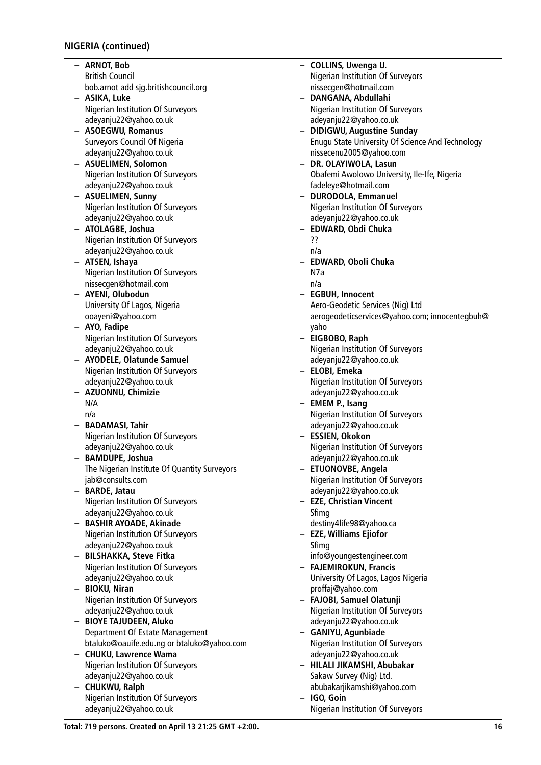**NIGERIA (continued)**

- **ARNOT, Bob**
  British Council
  bob.arnot add sjg.britishcouncil.org
- **ASIKA, Luke**
  Nigerian Institution Of Surveyors
  adeyanju22@yahoo.co.uk
- **ASOEGWU, Romanus**
  Surveyors Council Of Nigeria
  adeyanju22@yahoo.co.uk
- **ASUELIMEN, Solomon**
  Nigerian Institution Of Surveyors
  adeyanju22@yahoo.co.uk
- **ASUELIMEN, Sunny**
  Nigerian Institution Of Surveyors
  adeyanju22@yahoo.co.uk
- **ATOLAGBE, Joshua**
  Nigerian Institution Of Surveyors
  adeyanju22@yahoo.co.uk
- **ATSEN, Ishaya**
  Nigerian Institution Of Surveyors
  nissecgen@hotmail.com
- **AYENI, Olubodun**
  University Of Lagos, Nigeria
  ooayeni@yahoo.com
- **AYO, Fadipe**
  Nigerian Institution Of Surveyors
  adeyanju22@yahoo.co.uk
- **AYODELE, Olatunde Samuel**
  Nigerian Institution Of Surveyors
  adeyanju22@yahoo.co.uk
- **AZUONNU, Chimizie**
  N/A
  n/a
- **BADAMASI, Tahir**
  Nigerian Institution Of Surveyors
  adeyanju22@yahoo.co.uk
- **BAMDUPE, Joshua**
  The Nigerian Institute Of Quantity Surveyors
  jab@consults.com
- **BARDE, Jatau**
  Nigerian Institution Of Surveyors
  adeyanju22@yahoo.co.uk
- **BASHIR AYOADE, Akinade**
  Nigerian Institution Of Surveyors
  adeyanju22@yahoo.co.uk
- **BILSHAKKA, Steve Fitka**
  Nigerian Institution Of Surveyors
  adeyanju22@yahoo.co.uk
- **BIOKU, Niran**
  Nigerian Institution Of Surveyors
  adeyanju22@yahoo.co.uk
- **BIOYE TAJUDEEN, Aluko**
  Department Of Estate Management
  btaluko@oauife.edu.ng or btaluko@yahoo.com
- **CHUKU, Lawrence Wama**
  Nigerian Institution Of Surveyors
  adeyanju22@yahoo.co.uk
- **CHUKWU, Ralph**
  Nigerian Institution Of Surveyors
  adeyanju22@yahoo.co.uk
- **COLLINS, Uwenga U.**
  Nigerian Institution Of Surveyors
  nissecgen@hotmail.com
- **DANGANA, Abdullahi**
  Nigerian Institution Of Surveyors
  adeyanju22@yahoo.co.uk
- **DIDIGWU, Augustine Sunday**
  Enugu State University Of Science And Technology
  nissecenu2005@yahoo.com
- **DR. OLAYIWOLA, Lasun**
  Obafemi Awolowo University, Ile-Ife, Nigeria
  fadeleye@hotmail.com
- **DURODOLA, Emmanuel**
  Nigerian Institution Of Surveyors
  adeyanju22@yahoo.co.uk
- **EDWARD, Obdi Chuka**
  ??
  n/a
- **EDWARD, Oboli Chuka**
  N7a
  n/a
- **EGBUH, Innocent**
  Aero-Geodetic Services (Nig) Ltd
  aerogeodeticservices@yahoo.com; innocentegbuh@yaho
- **EIGBOBO, Raph**
  Nigerian Institution Of Surveyors
  adeyanju22@yahoo.co.uk
- **ELOBI, Emeka**
  Nigerian Institution Of Surveyors
  adeyanju22@yahoo.co.uk
- **EMEM P., Isang**
  Nigerian Institution Of Surveyors
  adeyanju22@yahoo.co.uk
- **ESSIEN, Okokon**
  Nigerian Institution Of Surveyors
  adeyanju22@yahoo.co.uk
- **ETUONOVBE, Angela**
  Nigerian Institution Of Surveyors
  adeyanju22@yahoo.co.uk
- **EZE, Christian Vincent**
  Sfimg
  destiny4life98@yahoo.ca
- **EZE, Williams Ejiofor**
  Sfimg
  info@youngestengineer.com
- **FAJEMIROKUN, Francis**
  University Of Lagos, Lagos Nigeria
  proffaj@yahoo.com
- **FAJOBI, Samuel Olatunji**
  Nigerian Institution Of Surveyors
  adeyanju22@yahoo.co.uk
- **GANIYU, Agunbiade**
  Nigerian Institution Of Surveyors
  adeyanju22@yahoo.co.uk
- **HILALI JIKAMSHI, Abubakar**
  Sakaw Survey (Nig) Ltd.
  abubakarjikamshi@yahoo.com
- **IGO, Goin**
  Nigerian Institution Of Surveyors

Total: 719 persons. Created on April 13 21:25 GMT +2:00.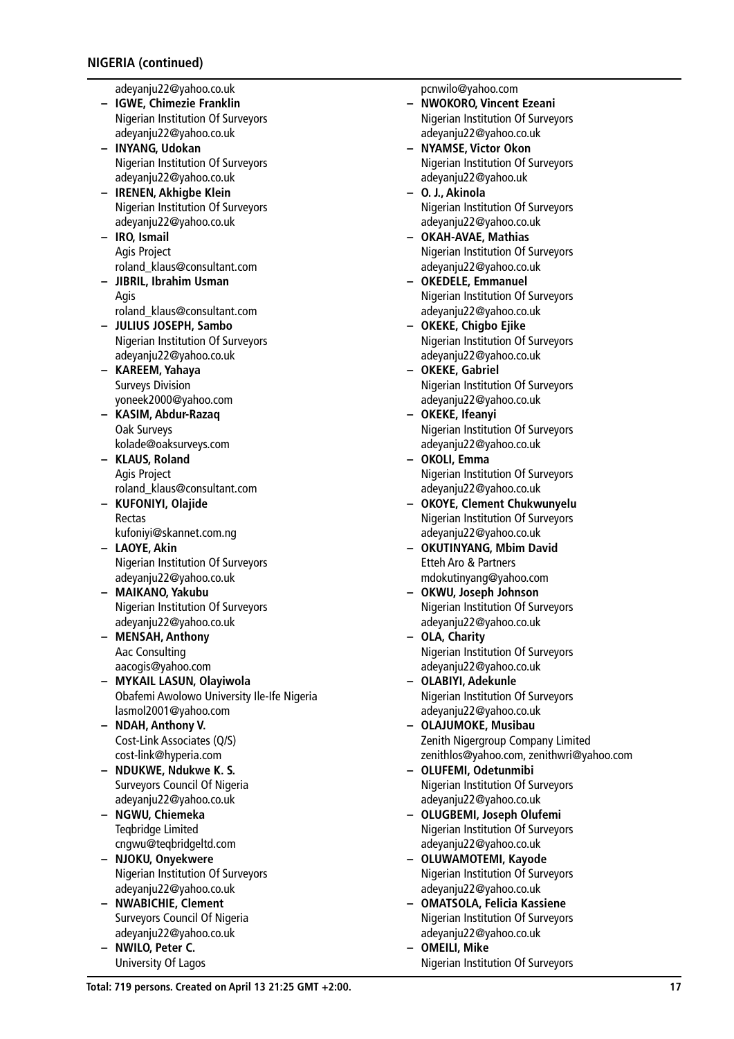## NIGERIA (continued)

adeyanju22@yahoo.co.uk

- **IGWE, Chimezie Franklin**
  Nigerian Institution Of Surveyors
  adeyanju22@yahoo.co.uk
- **INYANG, Udokan**
  Nigerian Institution Of Surveyors
  adeyanju22@yahoo.co.uk
- **IRENEN, Akhigbe Klein**
  Nigerian Institution Of Surveyors
  adeyanju22@yahoo.co.uk
- **IRO, Ismail**
  Agis Project
  roland_klaus@consultant.com
- **JIBRIL, Ibrahim Usman**
  Agis
  roland_klaus@consultant.com
- **JULIUS JOSEPH, Sambo**
  Nigerian Institution Of Surveyors
  adeyanju22@yahoo.co.uk
- **KAREEM, Yahaya**
  Surveys Division
  yoneek2000@yahoo.com
- **KASIM, Abdur-Razaq**
  Oak Surveys
  kolade@oaksurveys.com
- **KLAUS, Roland**
  Agis Project
  roland_klaus@consultant.com
- **KUFONIYI, Olajide**
  Rectas
  kufoniyi@skannet.com.ng
- **LAOYE, Akin**
  Nigerian Institution Of Surveyors
  adeyanju22@yahoo.co.uk
- **MAIKANO, Yakubu**
  Nigerian Institution Of Surveyors
  adeyanju22@yahoo.co.uk
- **MENSAH, Anthony**
  Aac Consulting
  aacogis@yahoo.com
- **MYKAIL LASUN, Olayiwola**
  Obafemi Awolowo University Ile-Ife Nigeria
  lasmol2001@yahoo.com
- **NDAH, Anthony V.**
  Cost-Link Associates (Q/S)
  cost-link@hyperia.com
- **NDUKWE, Ndukwe K. S.**
  Surveyors Council Of Nigeria
  adeyanju22@yahoo.co.uk
- **NGWU, Chiemeka**
  Teqbridge Limited
  cngwu@teqbridgeltd.com
- **NJOKU, Onyekwere**
  Nigerian Institution Of Surveyors
  adeyanju22@yahoo.co.uk
- **NWABICHIE, Clement**
  Surveyors Council Of Nigeria
  adeyanju22@yahoo.co.uk
- **NWILO, Peter C.**
  University Of Lagos
  pcnwilo@yahoo.com
- **NWOKORO, Vincent Ezeani**
  Nigerian Institution Of Surveyors
  adeyanju22@yahoo.co.uk
- **NYAMSE, Victor Okon**
  Nigerian Institution Of Surveyors
  adeyanju22@yahoo.uk
- **O. J., Akinola**
  Nigerian Institution Of Surveyors
  adeyanju22@yahoo.co.uk
- **OKAH-AVAE, Mathias**
  Nigerian Institution Of Surveyors
  adeyanju22@yahoo.co.uk
- **OKEDELE, Emmanuel**
  Nigerian Institution Of Surveyors
  adeyanju22@yahoo.co.uk
- **OKEKE, Chigbo Ejike**
  Nigerian Institution Of Surveyors
  adeyanju22@yahoo.co.uk
- **OKEKE, Gabriel**
  Nigerian Institution Of Surveyors
  adeyanju22@yahoo.co.uk
- **OKEKE, Ifeanyi**
  Nigerian Institution Of Surveyors
  adeyanju22@yahoo.co.uk
- **OKOLI, Emma**
  Nigerian Institution Of Surveyors
  adeyanju22@yahoo.co.uk
- **OKOYE, Clement Chukwunyelu**
  Nigerian Institution Of Surveyors
  adeyanju22@yahoo.co.uk
- **OKUTINYANG, Mbim David**
  Etteh Aro & Partners
  mdokutinyang@yahoo.com
- **OKWU, Joseph Johnson**
  Nigerian Institution Of Surveyors
  adeyanju22@yahoo.co.uk
- **OLA, Charity**
  Nigerian Institution Of Surveyors
  adeyanju22@yahoo.co.uk
- **OLABIYI, Adekunle**
  Nigerian Institution Of Surveyors
  adeyanju22@yahoo.co.uk
- **OLAJUMOKE, Musibau**
  Zenith Nigergroup Company Limited
  zenithlos@yahoo.com, zenithwri@yahoo.com
- **OLUFEMI, Odetunmibi**
  Nigerian Institution Of Surveyors
  adeyanju22@yahoo.co.uk
- **OLUGBEMI, Joseph Olufemi**
  Nigerian Institution Of Surveyors
  adeyanju22@yahoo.co.uk
- **OLUWAMOTEMI, Kayode**
  Nigerian Institution Of Surveyors
  adeyanju22@yahoo.co.uk
- **OMATSOLA, Felicia Kassiene**
  Nigerian Institution Of Surveyors
  adeyanju22@yahoo.co.uk
- **OMEILI, Mike**
  Nigerian Institution Of Surveyors

Total: 719 persons. Created on April 13 21:25 GMT +2:00.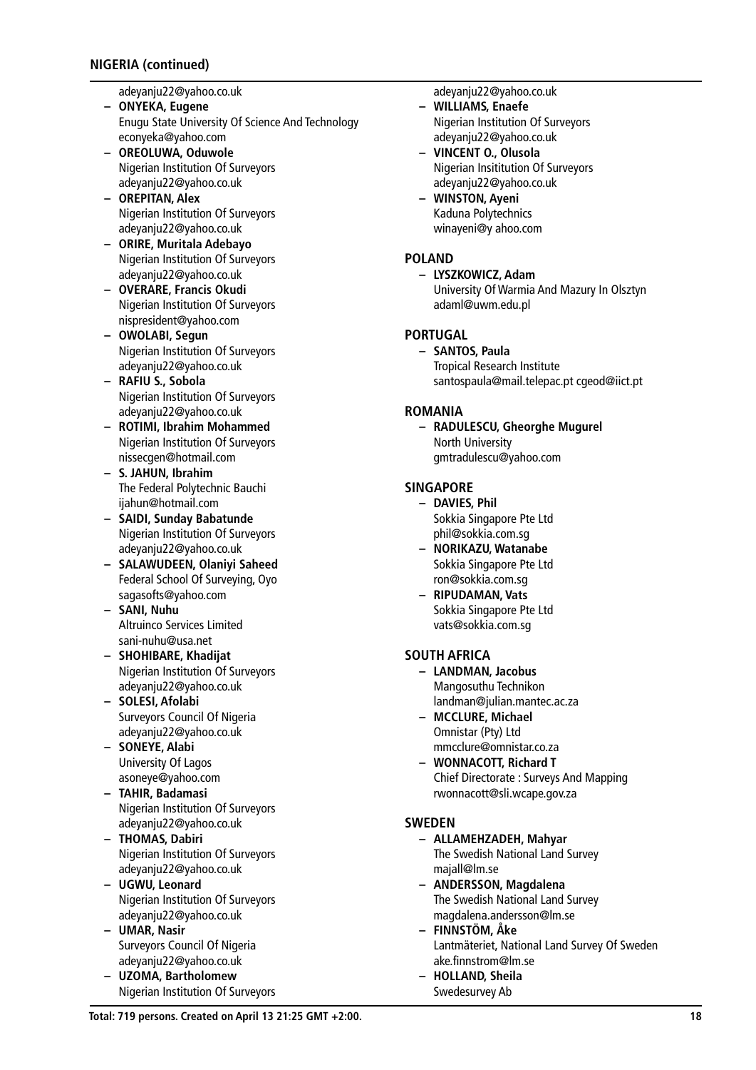## NIGERIA (continued)

adeyanju22@yahoo.co.uk

- **ONYEKA, Eugene**
  Enugu State University Of Science And Technology
  econyeka@yahoo.com
- **OREOLUWA, Oduwole**
  Nigerian Institution Of Surveyors
  adeyanju22@yahoo.co.uk
- **OREPITAN, Alex**
  Nigerian Institution Of Surveyors
  adeyanju22@yahoo.co.uk
- **ORIRE, Muritala Adebayo**
  Nigerian Institution Of Surveyors
  adeyanju22@yahoo.co.uk
- **OVERARE, Francis Okudi**
  Nigerian Institution Of Surveyors
  nispresident@yahoo.com
- **OWOLABI, Segun**
  Nigerian Institution Of Surveyors
  adeyanju22@yahoo.co.uk
- **RAFIU S., Sobola**
  Nigerian Institution Of Surveyors
  adeyanju22@yahoo.co.uk
- **ROTIMI, Ibrahim Mohammed**
  Nigerian Institution Of Surveyors
  nissecgen@hotmail.com
- **S. JAHUN, Ibrahim**
  The Federal Polytechnic Bauchi
  ijahun@hotmail.com
- **SAIDI, Sunday Babatunde**
  Nigerian Institution Of Surveyors
  adeyanju22@yahoo.co.uk
- **SALAWUDEEN, Olaniyi Saheed**
  Federal School Of Surveying, Oyo
  sagasofts@yahoo.com
- **SANI, Nuhu**
  Altruinco Services Limited
  sani-nuhu@usa.net
- **SHOHIBARE, Khadijat**
  Nigerian Institution Of Surveyors
  adeyanju22@yahoo.co.uk
- **SOLESI, Afolabi**
  Surveyors Council Of Nigeria
  adeyanju22@yahoo.co.uk
- **SONEYE, Alabi**
  University Of Lagos
  asoneye@yahoo.com
- **TAHIR, Badamasi**
  Nigerian Institution Of Surveyors
  adeyanju22@yahoo.co.uk
- **THOMAS, Dabiri**
  Nigerian Institution Of Surveyors
  adeyanju22@yahoo.co.uk
- **UGWU, Leonard**
  Nigerian Institution Of Surveyors
  adeyanju22@yahoo.co.uk
- **UMAR, Nasir**
  Surveyors Council Of Nigeria
  adeyanju22@yahoo.co.uk
- **UZOMA, Bartholomew**
  Nigerian Institution Of Surveyors
  adeyanju22@yahoo.co.uk
- **WILLIAMS, Enaefe**
  Nigerian Institution Of Surveyors
  adeyanju22@yahoo.co.uk
- **VINCENT O., Olusola**
  Nigerian Insititution Of Surveyors
  adeyanju22@yahoo.co.uk
- **WINSTON, Ayeni**
  Kaduna Polytechnics
  winayeni@y ahoo.com

## POLAND

- **LYSZKOWICZ, Adam**
  University Of Warmia And Mazury In Olsztyn
  adaml@uwm.edu.pl

## PORTUGAL

- **SANTOS, Paula**
  Tropical Research Institute
  santospaula@mail.telepac.pt cgeod@iict.pt

## ROMANIA

- **RADULESCU, Gheorghe Mugurel**
  North University
  gmtradulescu@yahoo.com

## SINGAPORE

- **DAVIES, Phil**
  Sokkia Singapore Pte Ltd
  phil@sokkia.com.sg
- **NORIKAZU, Watanabe**
  Sokkia Singapore Pte Ltd
  ron@sokkia.com.sg
- **RIPUDAMAN, Vats**
  Sokkia Singapore Pte Ltd
  vats@sokkia.com.sg

## SOUTH AFRICA

- **LANDMAN, Jacobus**
  Mangosuthu Technikon
  landman@julian.mantec.ac.za
- **MCCLURE, Michael**
  Omnistar (Pty) Ltd
  mmcclure@omnistar.co.za
- **WONNACOTT, Richard T**
  Chief Directorate : Surveys And Mapping
  rwonnacott@sli.wcape.gov.za

## SWEDEN

- **ALLAMEHZADEH, Mahyar**
  The Swedish National Land Survey
  majall@lm.se
- **ANDERSSON, Magdalena**
  The Swedish National Land Survey
  magdalena.andersson@lm.se
- **FINNSTÖM, Åke**
  Lantmäteriet, National Land Survey Of Sweden
  ake.finnstrom@lm.se
- **HOLLAND, Sheila**
  Swedesurvey Ab

Total: 719 persons. Created on April 13 21:25 GMT +2:00.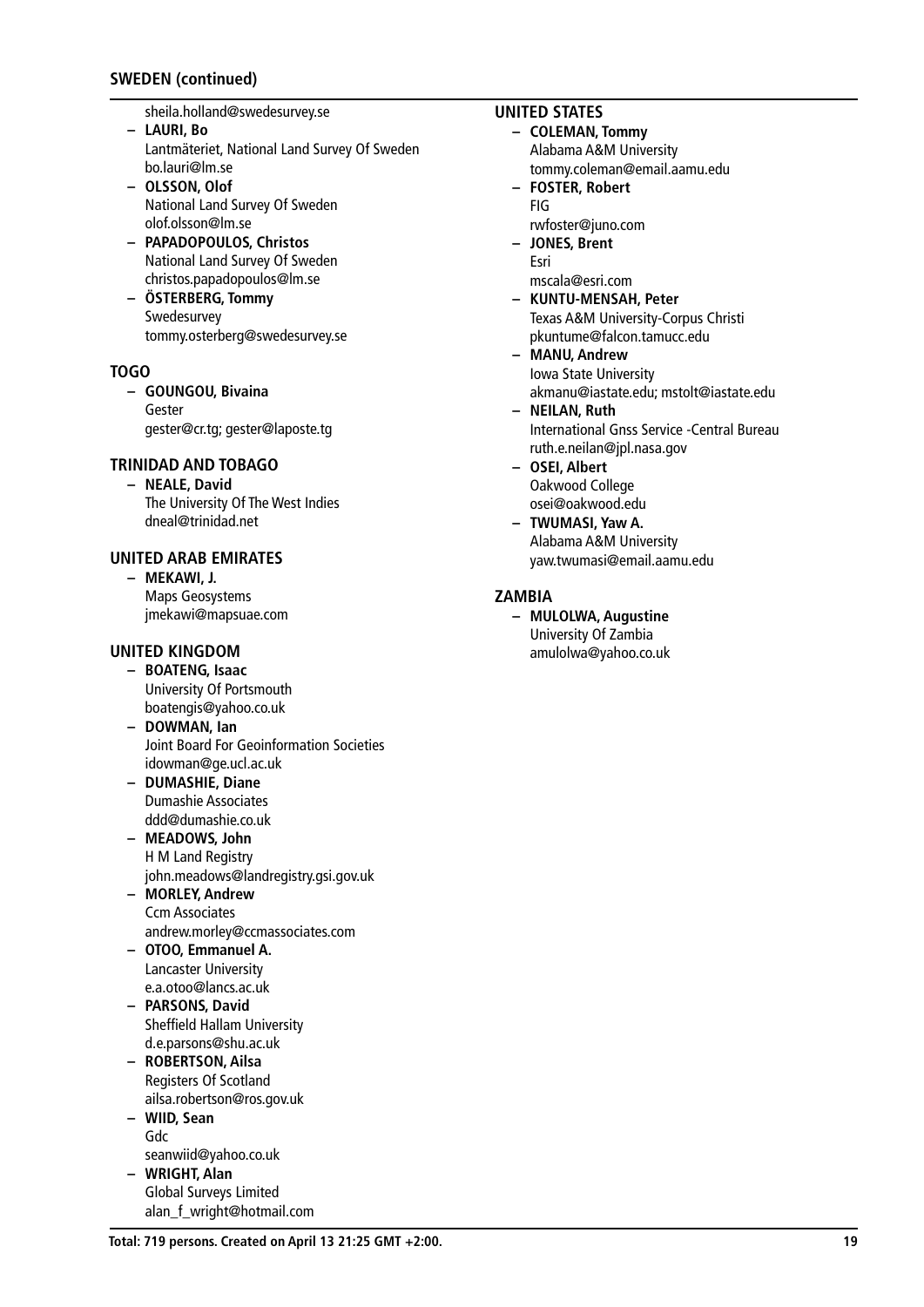## SWEDEN (continued)

sheila.holland@swedesurvey.se

- **LAURI, Bo**
  Lantmäteriet, National Land Survey Of Sweden
  bo.lauri@lm.se
- **OLSSON, Olof**
  National Land Survey Of Sweden
  olof.olsson@lm.se
- **PAPADOPOULOS, Christos**
  National Land Survey Of Sweden
  christos.papadopoulos@lm.se
- **ÖSTERBERG, Tommy**
  Swedesurvey
  tommy.osterberg@swedesurvey.se

## TOGO

- **GOUNGOU, Bivaina**
  Gester
  gester@cr.tg; gester@laposte.tg

## TRINIDAD AND TOBAGO

- **NEALE, David**
  The University Of The West Indies
  dneal@trinidad.net

## UNITED ARAB EMIRATES

- **MEKAWI, J.**
  Maps Geosystems
  jmekawi@mapsuae.com

## UNITED KINGDOM

- **BOATENG, Isaac**
  University Of Portsmouth
  boatengis@yahoo.co.uk
- **DOWMAN, Ian**
  Joint Board For Geoinformation Societies
  idowman@ge.ucl.ac.uk
- **DUMASHIE, Diane**
  Dumashie Associates
  ddd@dumashie.co.uk
- **MEADOWS, John**
  H M Land Registry
  john.meadows@landregistry.gsi.gov.uk
- **MORLEY, Andrew**
  Ccm Associates
  andrew.morley@ccmassociates.com
- **OTOO, Emmanuel A.**
  Lancaster University
  e.a.otoo@lancs.ac.uk
- **PARSONS, David**
  Sheffield Hallam University
  d.e.parsons@shu.ac.uk
- **ROBERTSON, Ailsa**
  Registers Of Scotland
  ailsa.robertson@ros.gov.uk
- **WIID, Sean**
  Gdc
  seanwiid@yahoo.co.uk
- **WRIGHT, Alan**
  Global Surveys Limited
  alan_f_wright@hotmail.com

## UNITED STATES

- **COLEMAN, Tommy**
  Alabama A&M University
  tommy.coleman@email.aamu.edu
- **FOSTER, Robert**
  FIG
  rwfoster@juno.com
- **JONES, Brent**
  Esri
  mscala@esri.com
- **KUNTU-MENSAH, Peter**
  Texas A&M University-Corpus Christi
  pkuntume@falcon.tamucc.edu
- **MANU, Andrew**
  Iowa State University
  akmanu@iastate.edu; mstolt@iastate.edu
- **NEILAN, Ruth**
  International Gnss Service -Central Bureau
  ruth.e.neilan@jpl.nasa.gov
- **OSEI, Albert**
  Oakwood College
  osei@oakwood.edu
- **TWUMASI, Yaw A.**
  Alabama A&M University
  yaw.twumasi@email.aamu.edu

## ZAMBIA

- **MULOLWA, Augustine**
  University Of Zambia
  amulolwa@yahoo.co.uk

**Total: 719 persons. Created on April 13 21:25 GMT +2:00.**